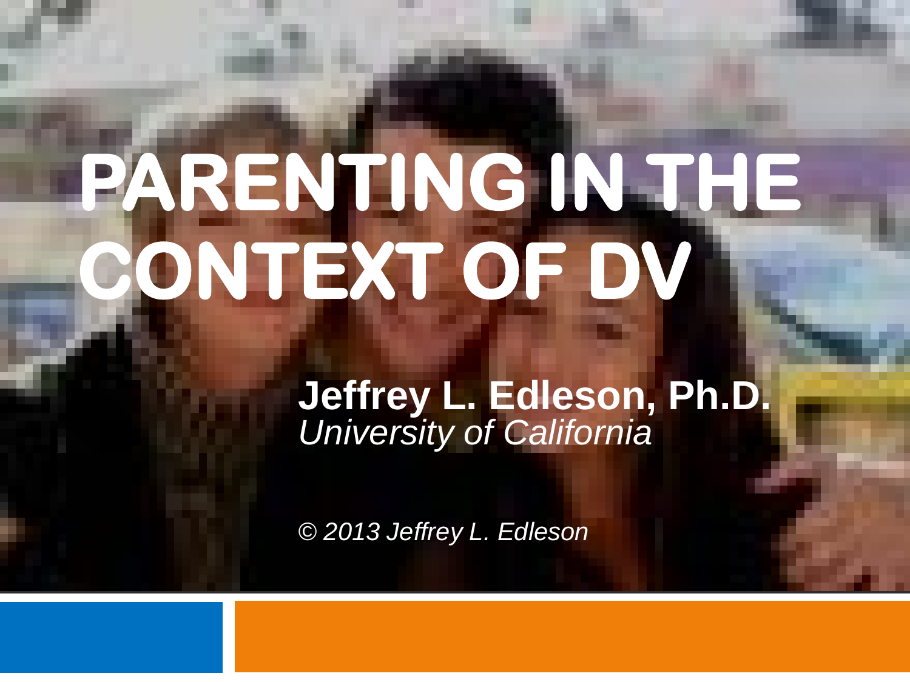# PARENTING IN THE CONTEXT OF DV

**Jeffrey L. Edleson, Ph.D.**
*University of California*

*© 2013 Jeffrey L. Edleson*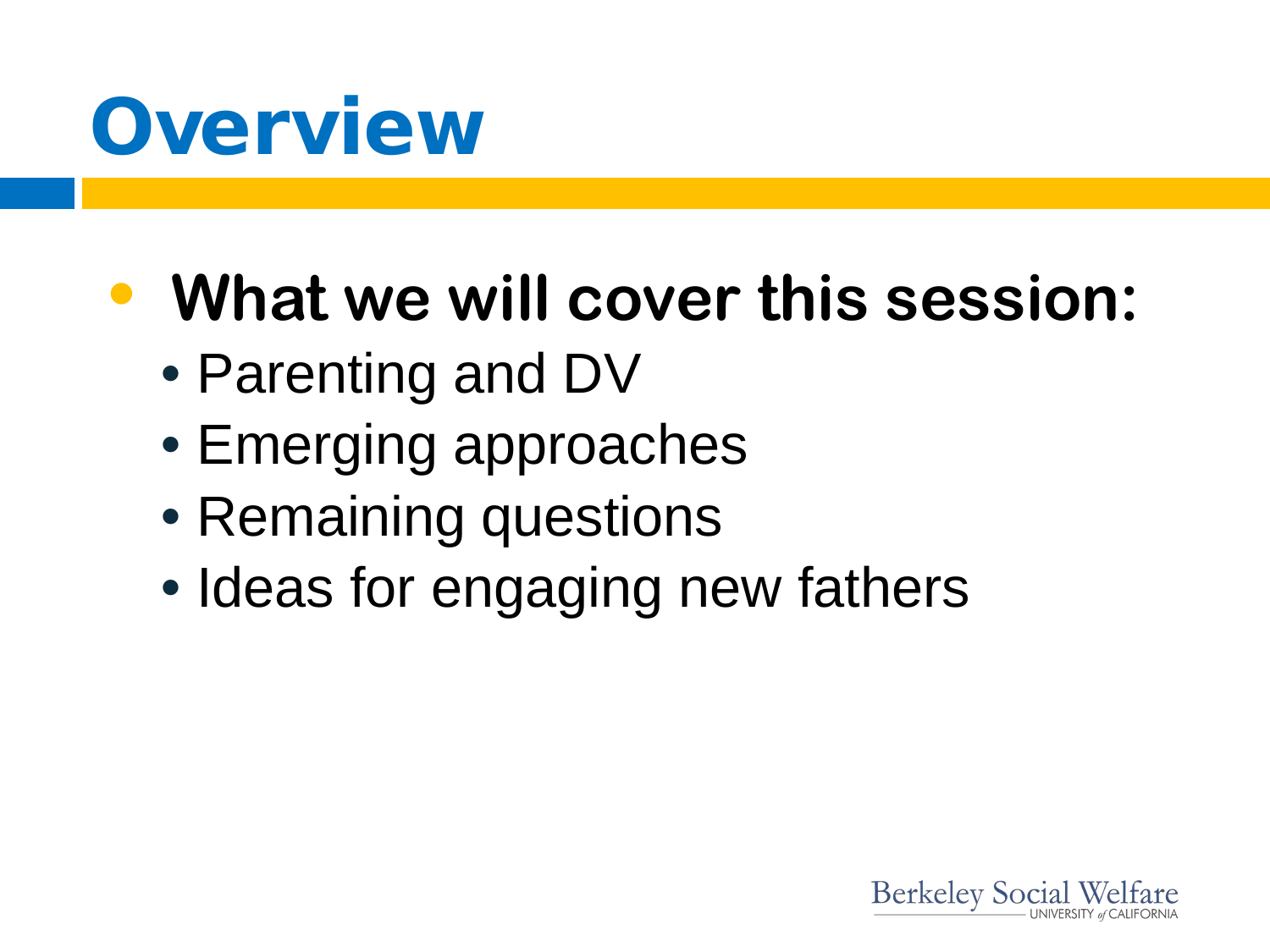# Overview

- **What we will cover this session:**
  - Parenting and DV
  - Emerging approaches
  - Remaining questions
  - Ideas for engaging new fathers

Berkeley Social Welfare
UNIVERSITY of CALIFORNIA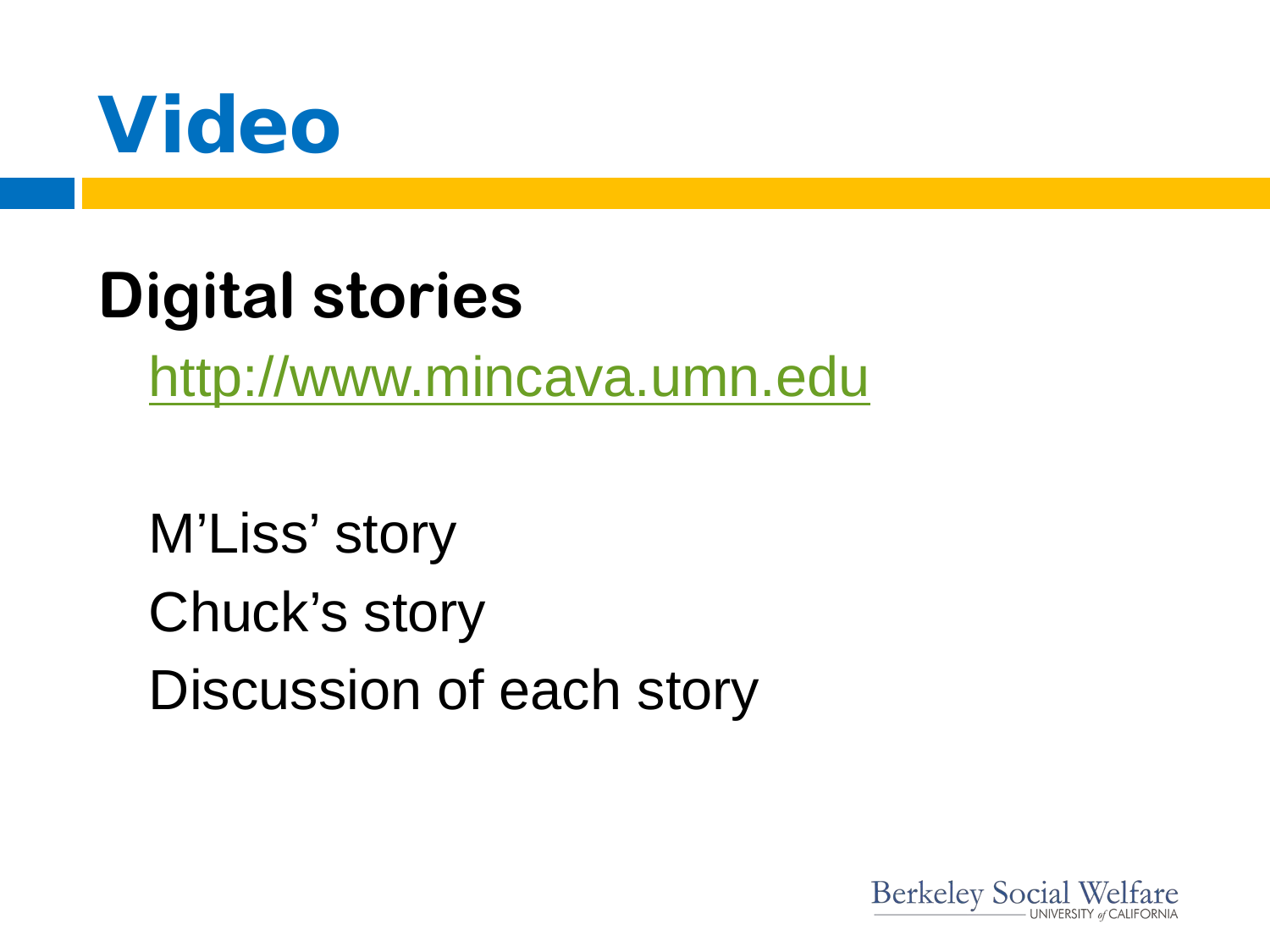# Video

## Digital stories

http://www.mincava.umn.edu

M'Liss' story

Chuck's story

Discussion of each story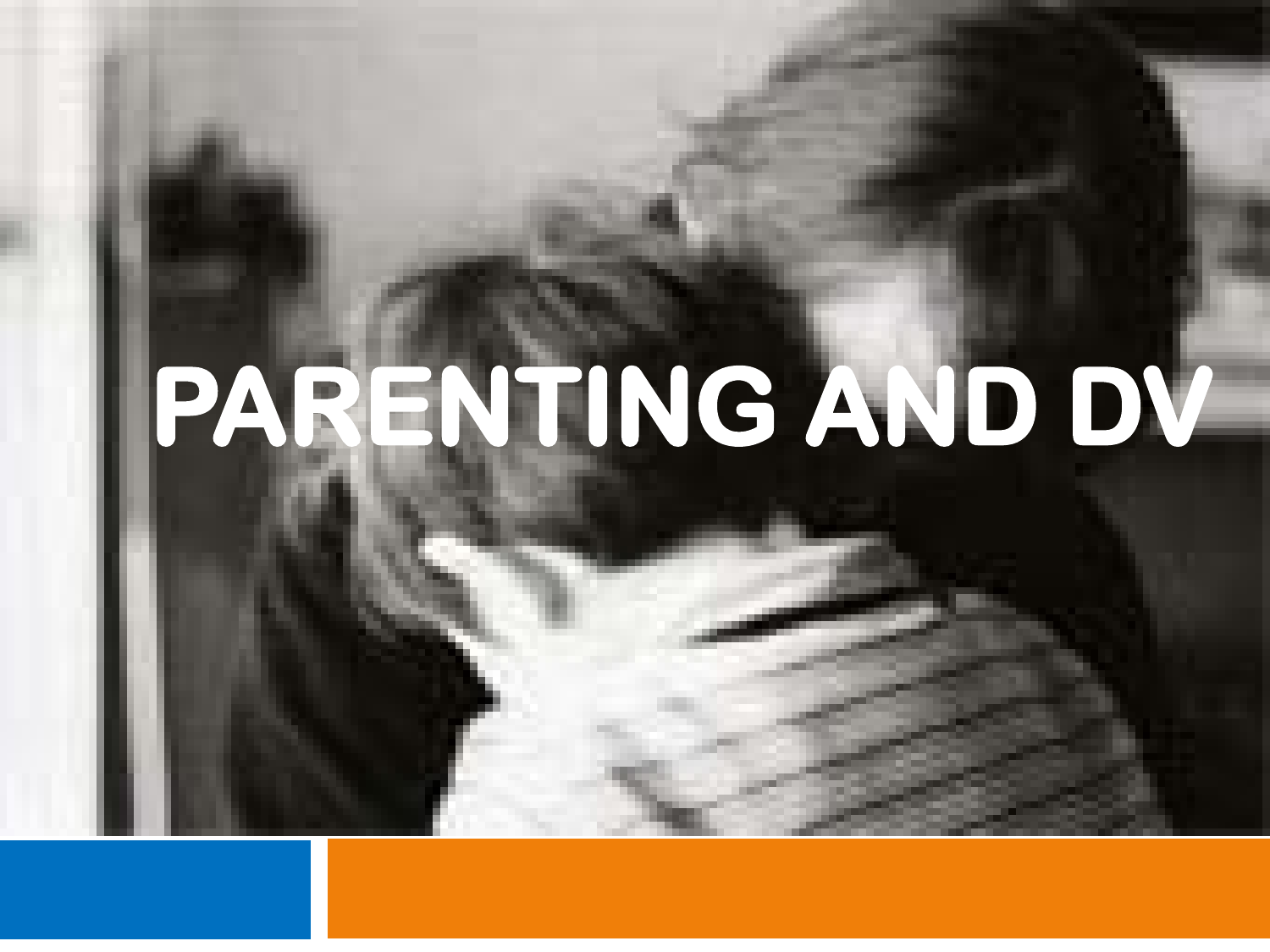# PARENTING AND DV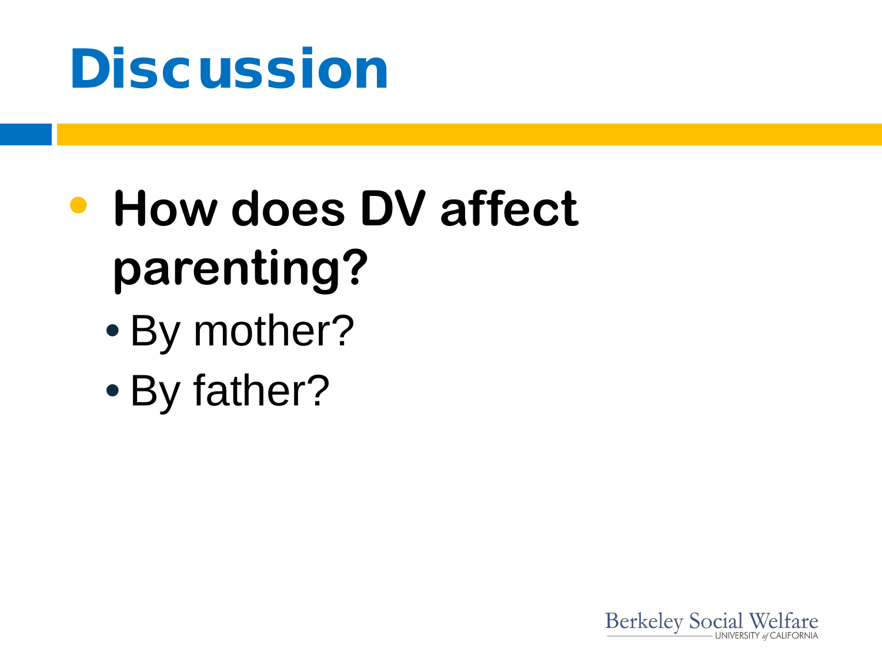# Discussion

- **How does DV affect parenting?**
  - By mother?
  - By father?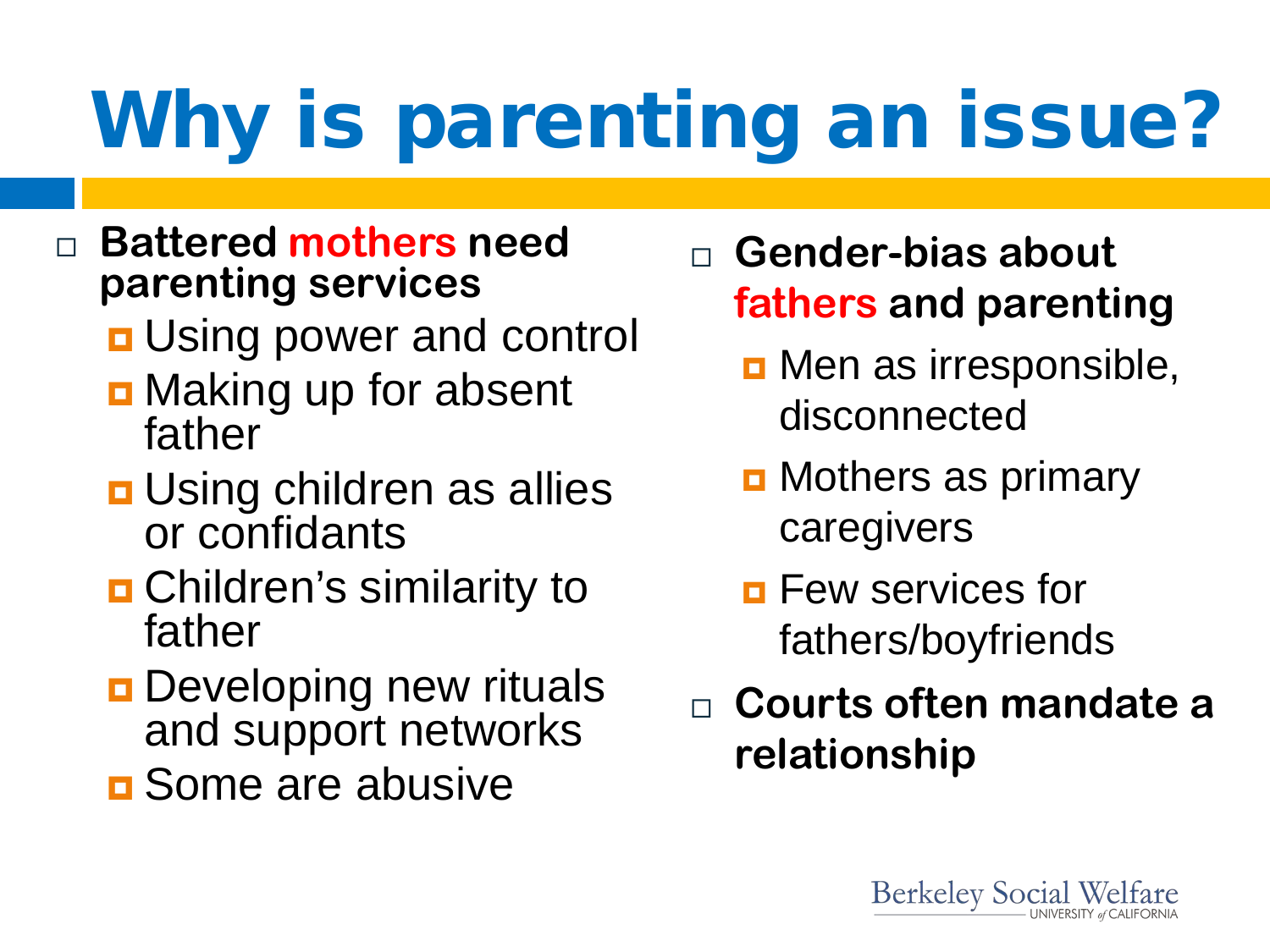# Why is parenting an issue?

- **Battered mothers need parenting services**
  - Using power and control
  - Making up for absent father
  - Using children as allies or confidants
  - Children's similarity to father
  - Developing new rituals and support networks
  - Some are abusive
- **Gender-bias about fathers and parenting**
  - Men as irresponsible, disconnected
  - Mothers as primary caregivers
  - Few services for fathers/boyfriends
- **Courts often mandate a relationship**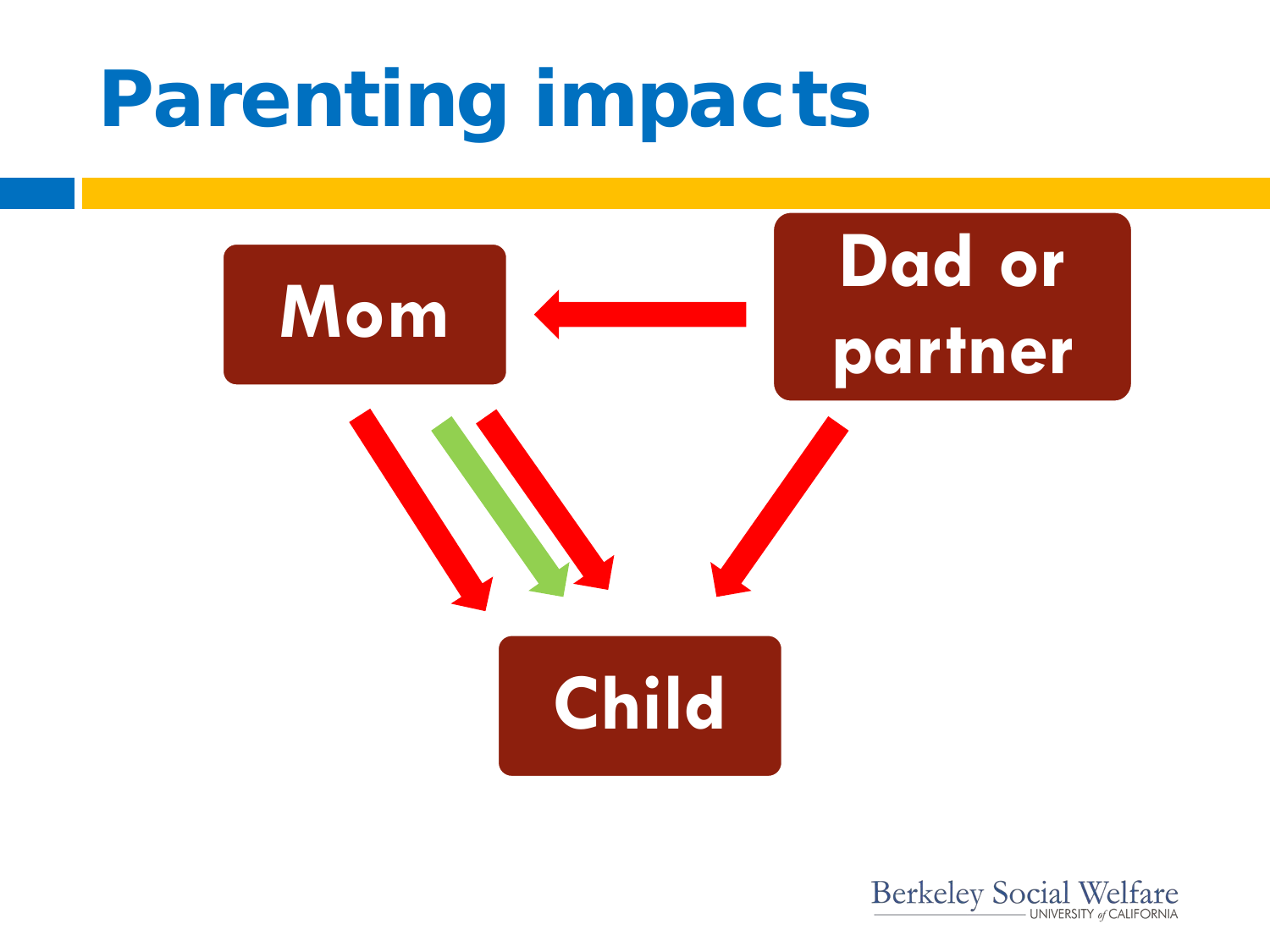# Parenting impacts

Mom

Dad or partner

Child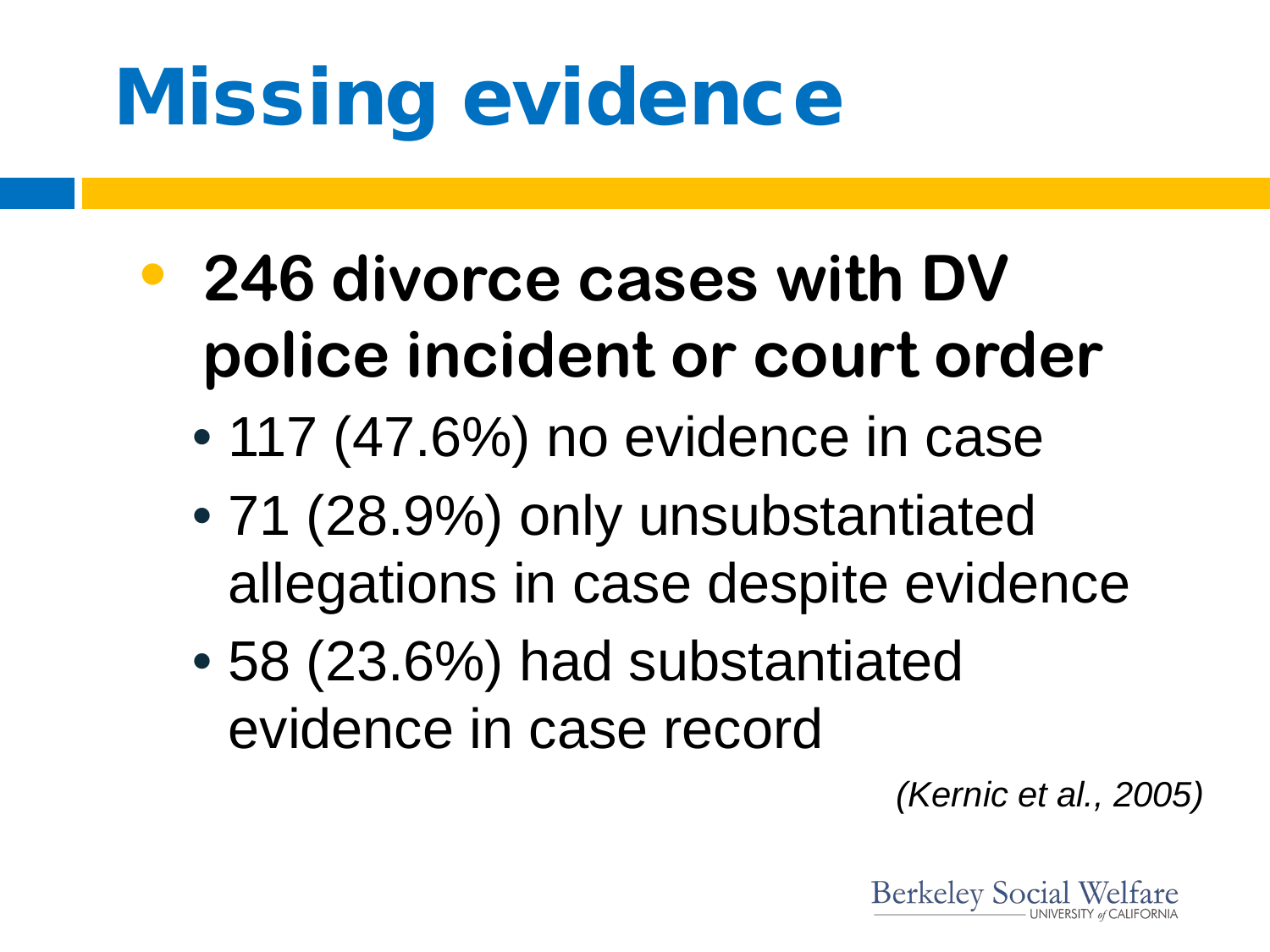# Missing evidence

- **246 divorce cases with DV police incident or court order**
  - 117 (47.6%) no evidence in case
  - 71 (28.9%) only unsubstantiated allegations in case despite evidence
  - 58 (23.6%) had substantiated evidence in case record

*(Kernic et al., 2005)*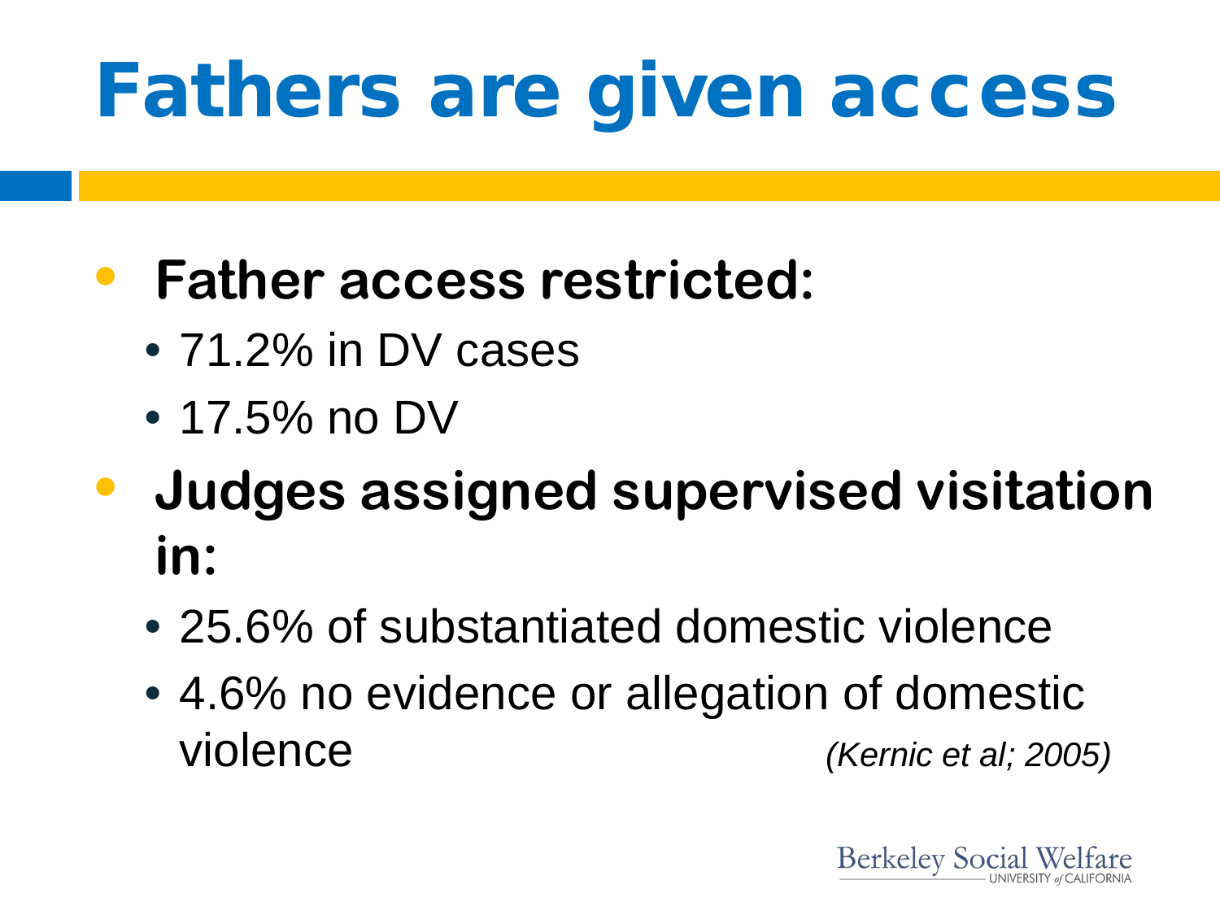# Fathers are given access

- **Father access restricted:**
  - 71.2% in DV cases
  - 17.5% no DV
- **Judges assigned supervised visitation in:**
  - 25.6% of substantiated domestic violence
  - 4.6% no evidence or allegation of domestic violence *(Kernic et al; 2005)*

Berkeley Social Welfare
UNIVERSITY of CALIFORNIA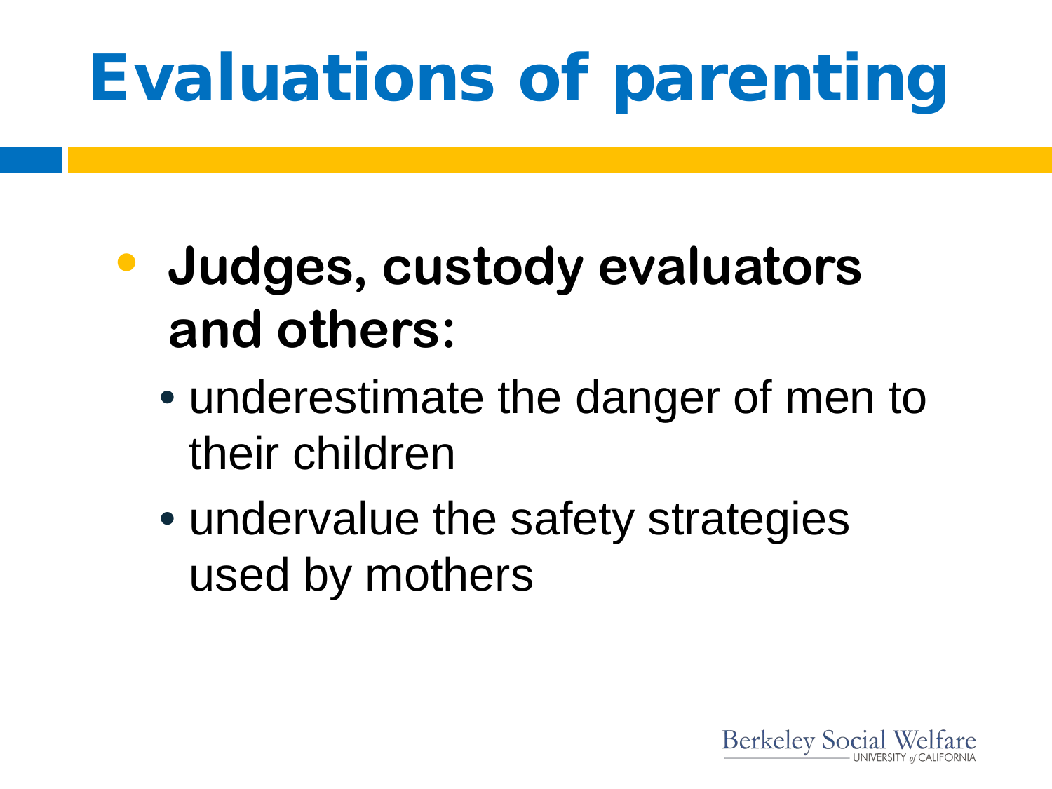# Evaluations of parenting

- **Judges, custody evaluators and others:**
  - underestimate the danger of men to their children
  - undervalue the safety strategies used by mothers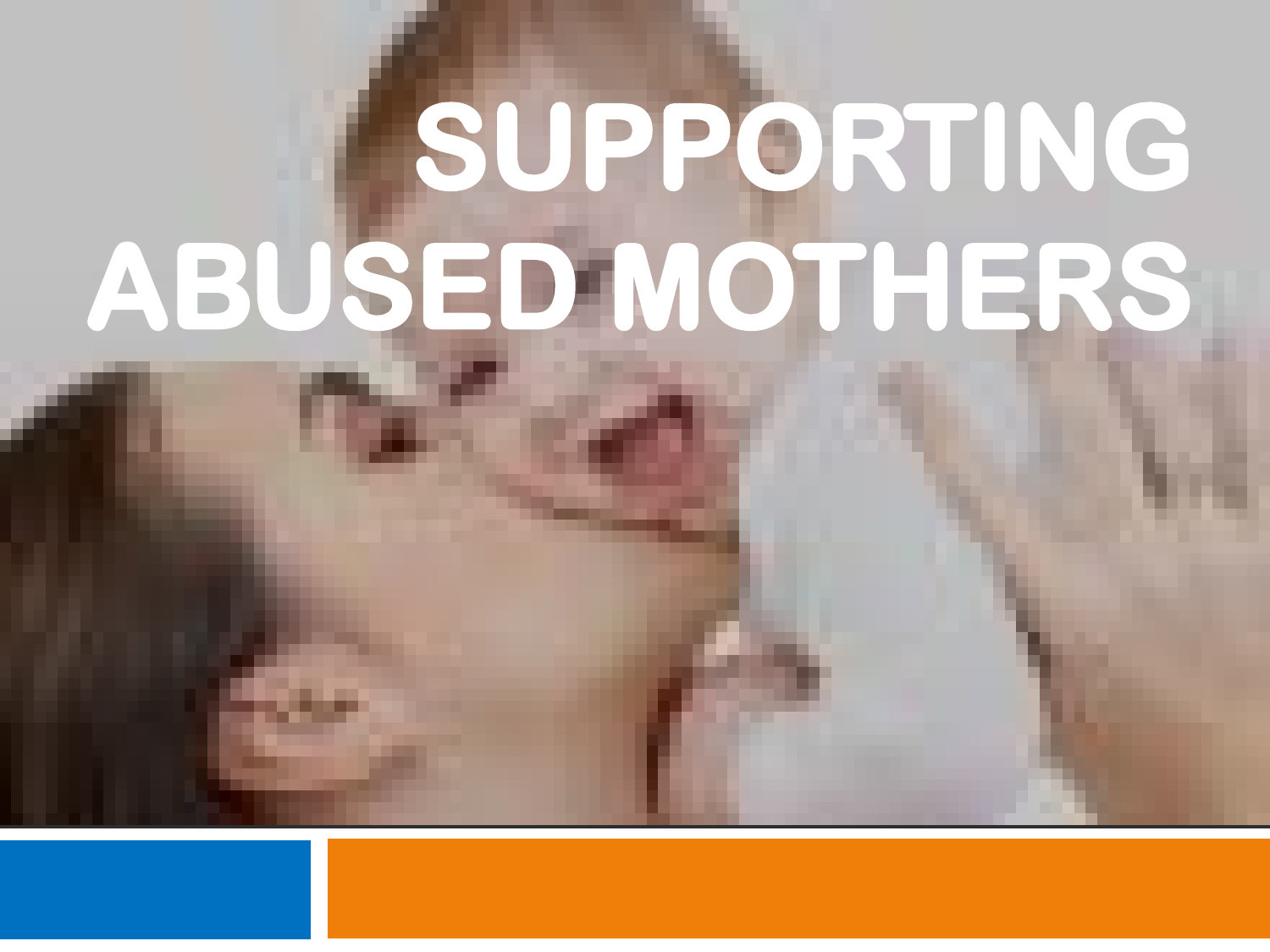# SUPPORTING ABUSED MOTHERS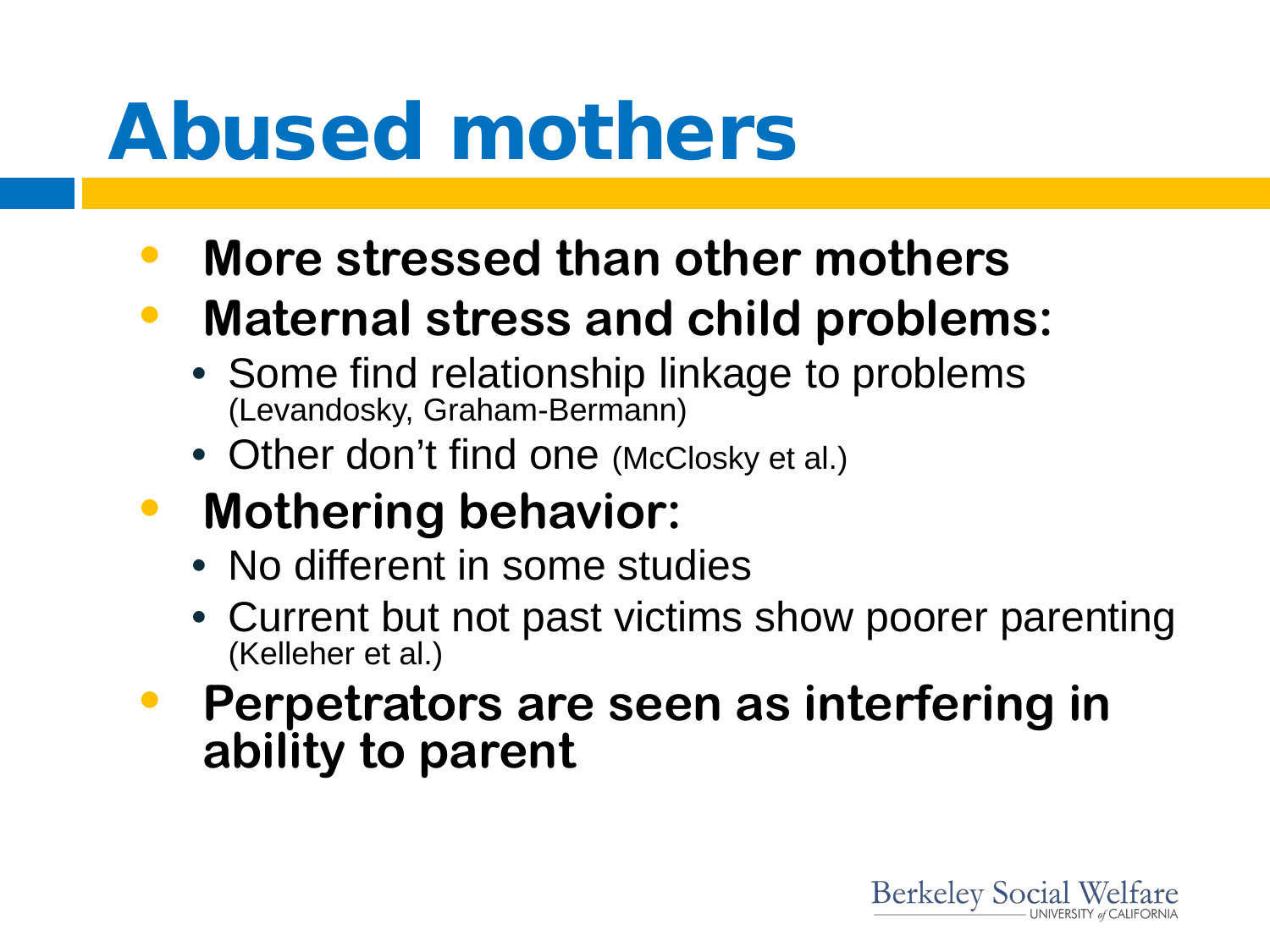# Abused mothers

- **More stressed than other mothers**
- **Maternal stress and child problems:**
  - Some find relationship linkage to problems (Levandosky, Graham-Bermann)
  - Other don't find one (McClosky et al.)
- **Mothering behavior:**
  - No different in some studies
  - Current but not past victims show poorer parenting (Kelleher et al.)
- **Perpetrators are seen as interfering in ability to parent**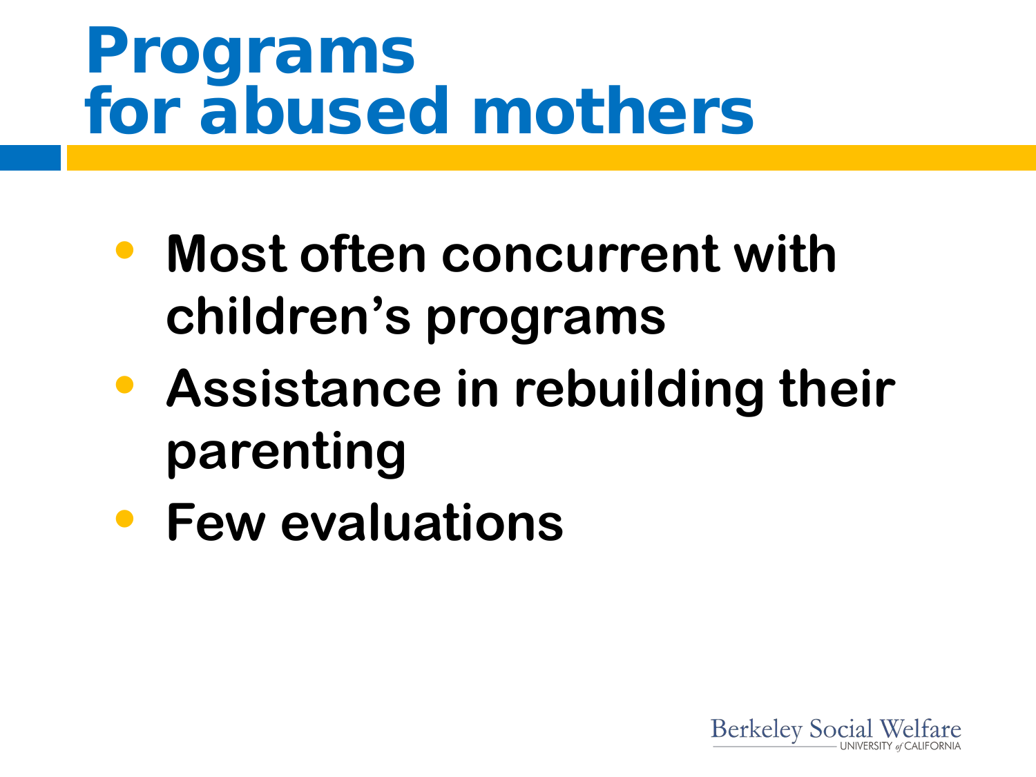# Programs for abused mothers

- Most often concurrent with children's programs
- Assistance in rebuilding their parenting
- Few evaluations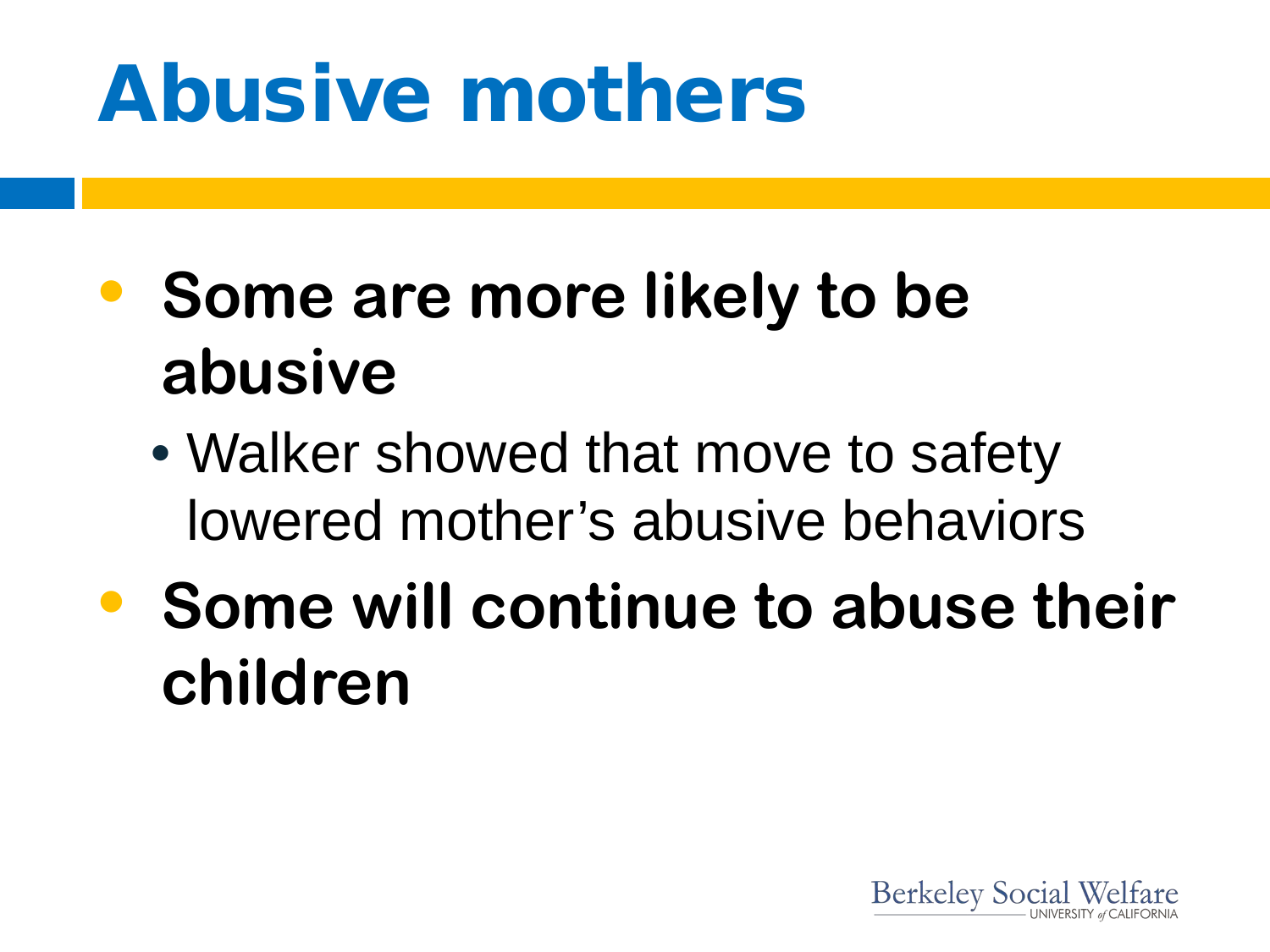# Abusive mothers

- **Some are more likely to be abusive**
  - Walker showed that move to safety lowered mother's abusive behaviors
- **Some will continue to abuse their children**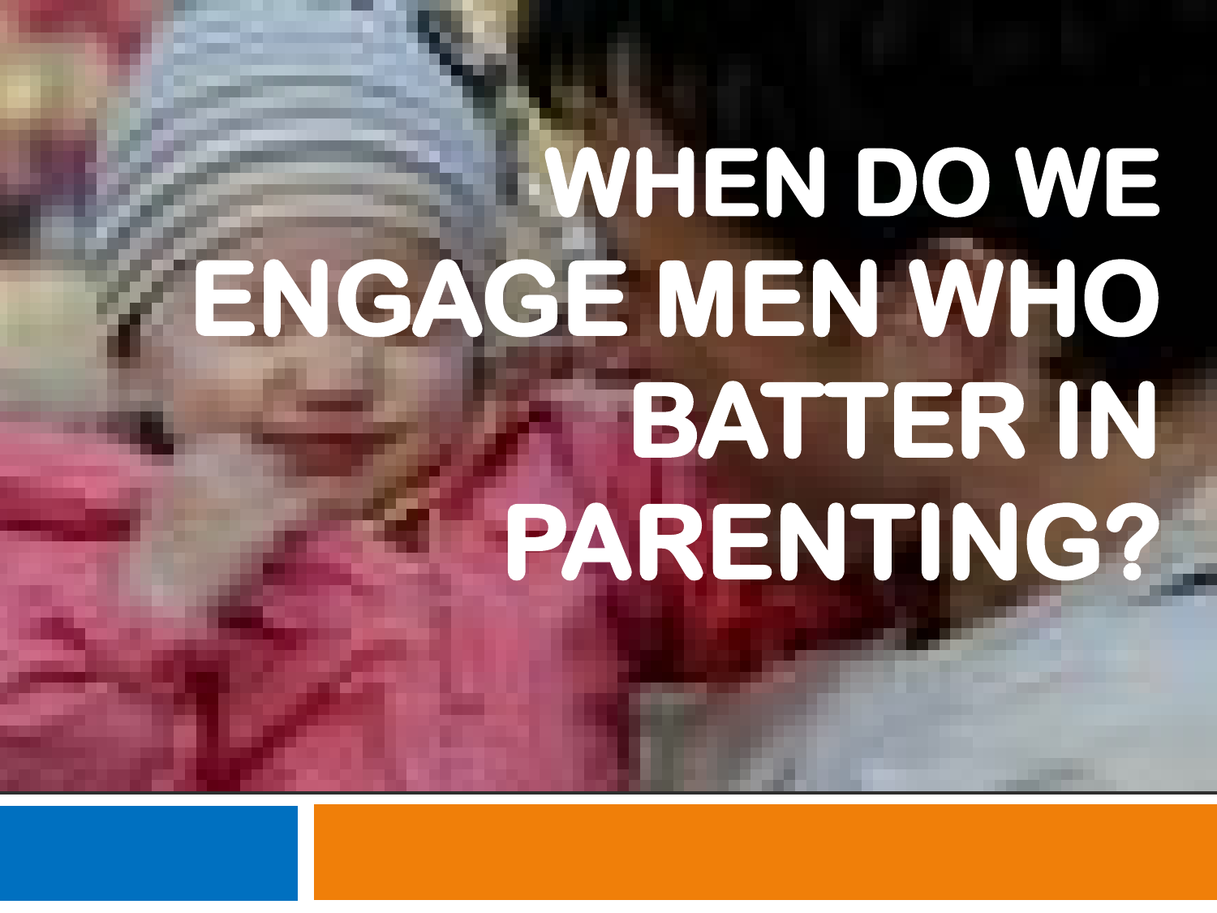# WHEN DO WE ENGAGE MEN WHO BATTER IN PARENTING?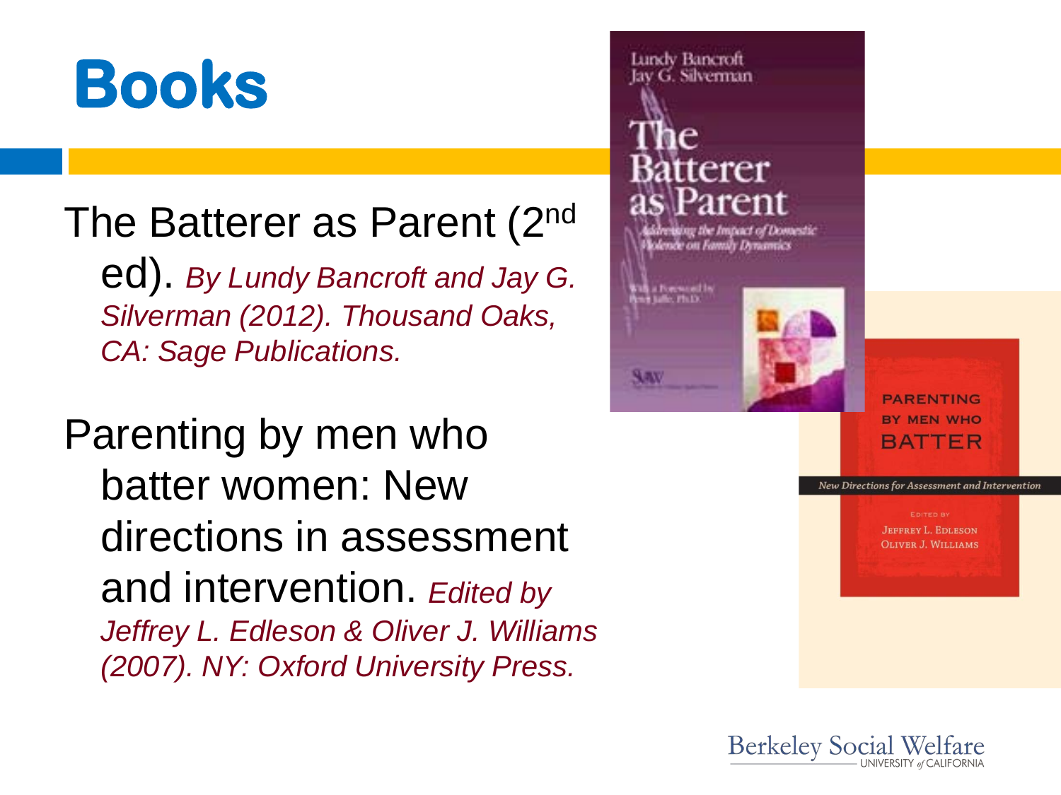# Books

The Batterer as Parent (2nd ed). *By Lundy Bancroft and Jay G. Silverman (2012). Thousand Oaks, CA: Sage Publications.*

Parenting by men who batter women: New directions in assessment and intervention. *Edited by Jeffrey L. Edleson & Oliver J. Williams (2007). NY: Oxford University Press.*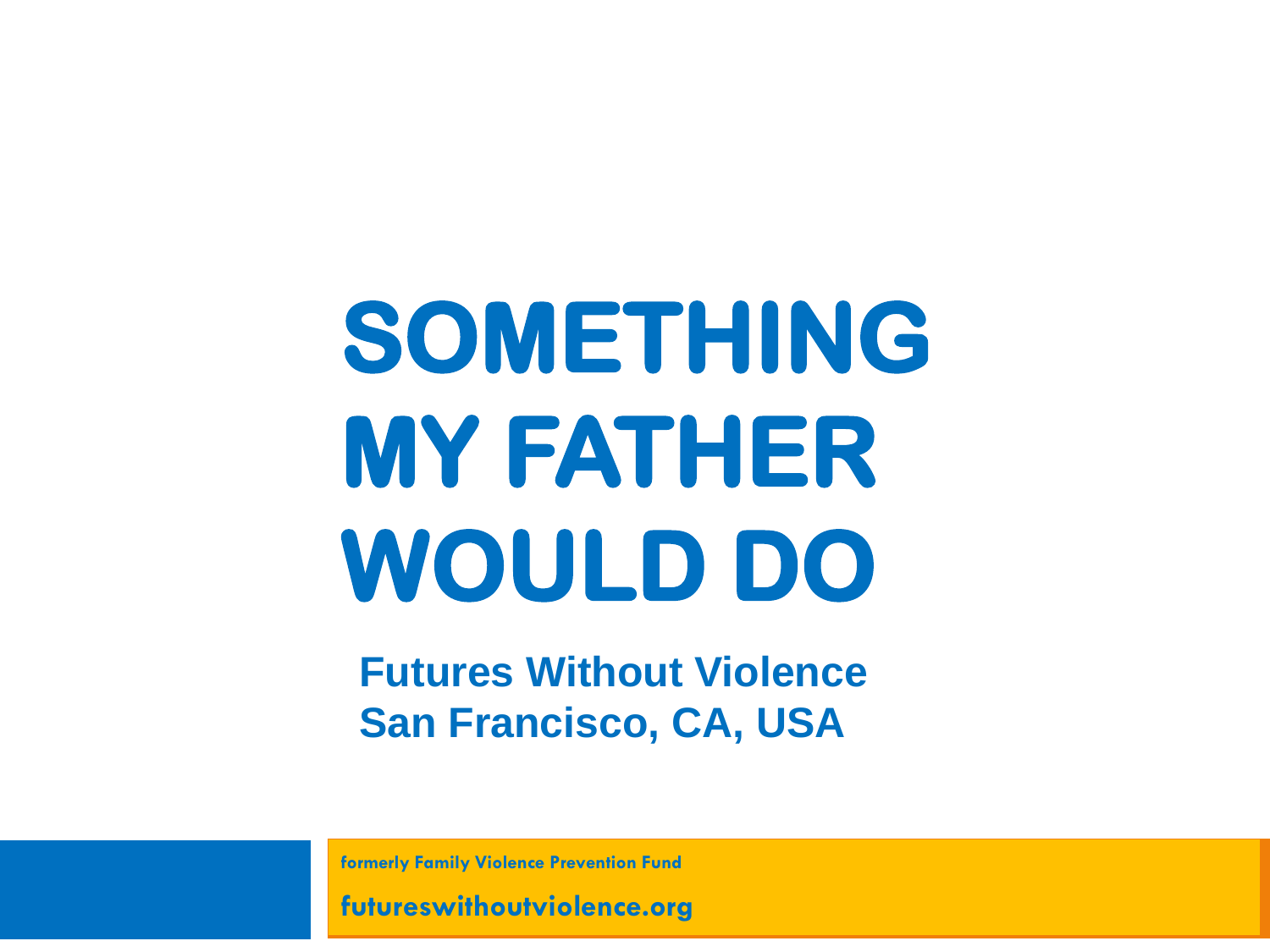# SOMETHING MY FATHER WOULD DO

**Futures Without Violence**
**San Francisco, CA, USA**

formerly Family Violence Prevention Fund

futureswithoutviolence.org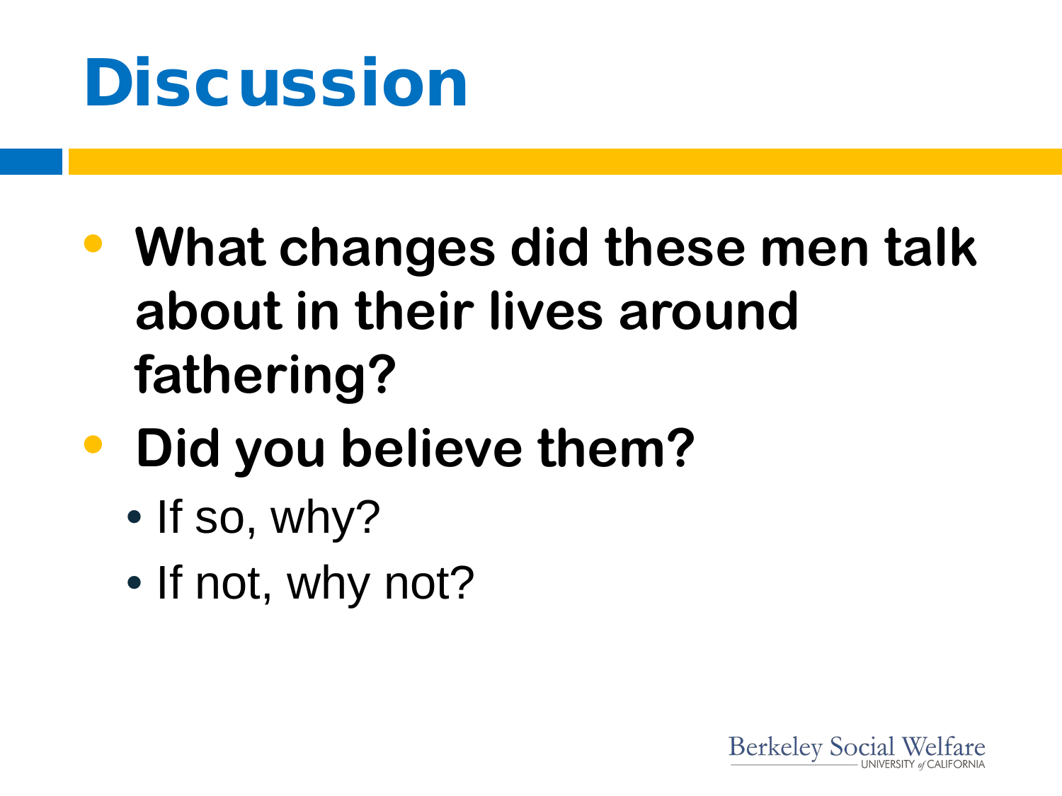# Discussion

- **What changes did these men talk about in their lives around fathering?**
- **Did you believe them?**
  - If so, why?
  - If not, why not?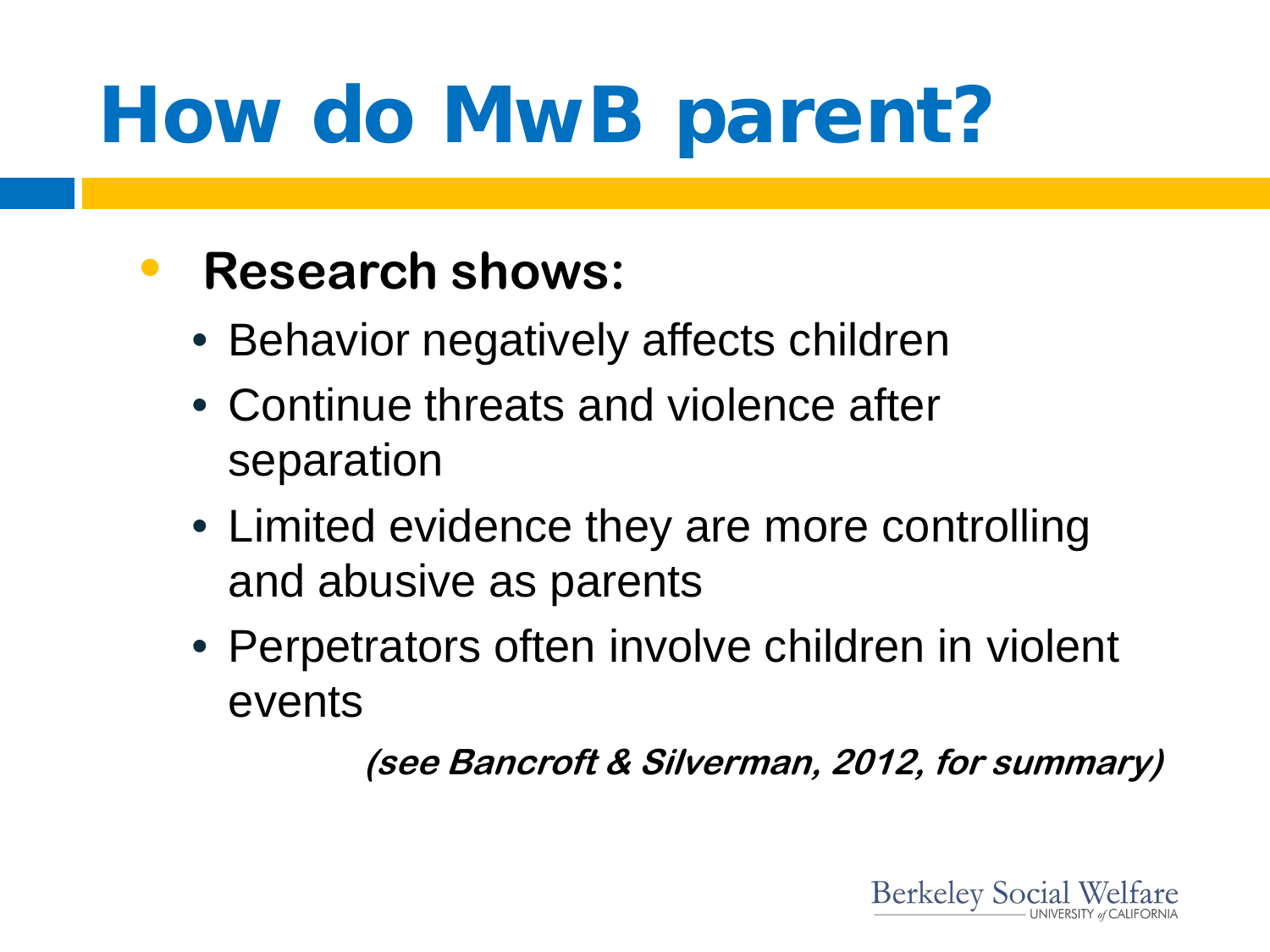# How do MwB parent?

- **Research shows:**
  - Behavior negatively affects children
  - Continue threats and violence after separation
  - Limited evidence they are more controlling and abusive as parents
  - Perpetrators often involve children in violent events

***(see Bancroft & Silverman, 2012, for summary)***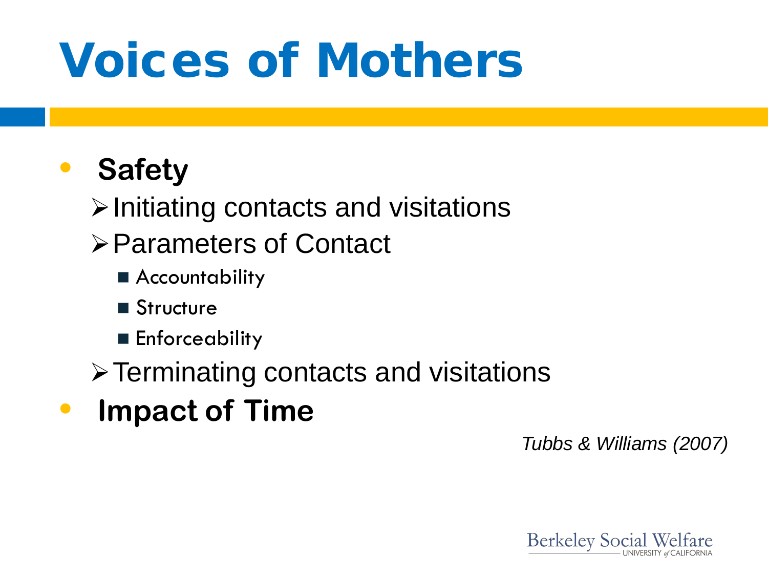# Voices of Mothers

- **Safety**
  - Initiating contacts and visitations
  - Parameters of Contact
    - Accountability
    - Structure
    - Enforceability
  - Terminating contacts and visitations
- **Impact of Time**

*Tubbs & Williams (2007)*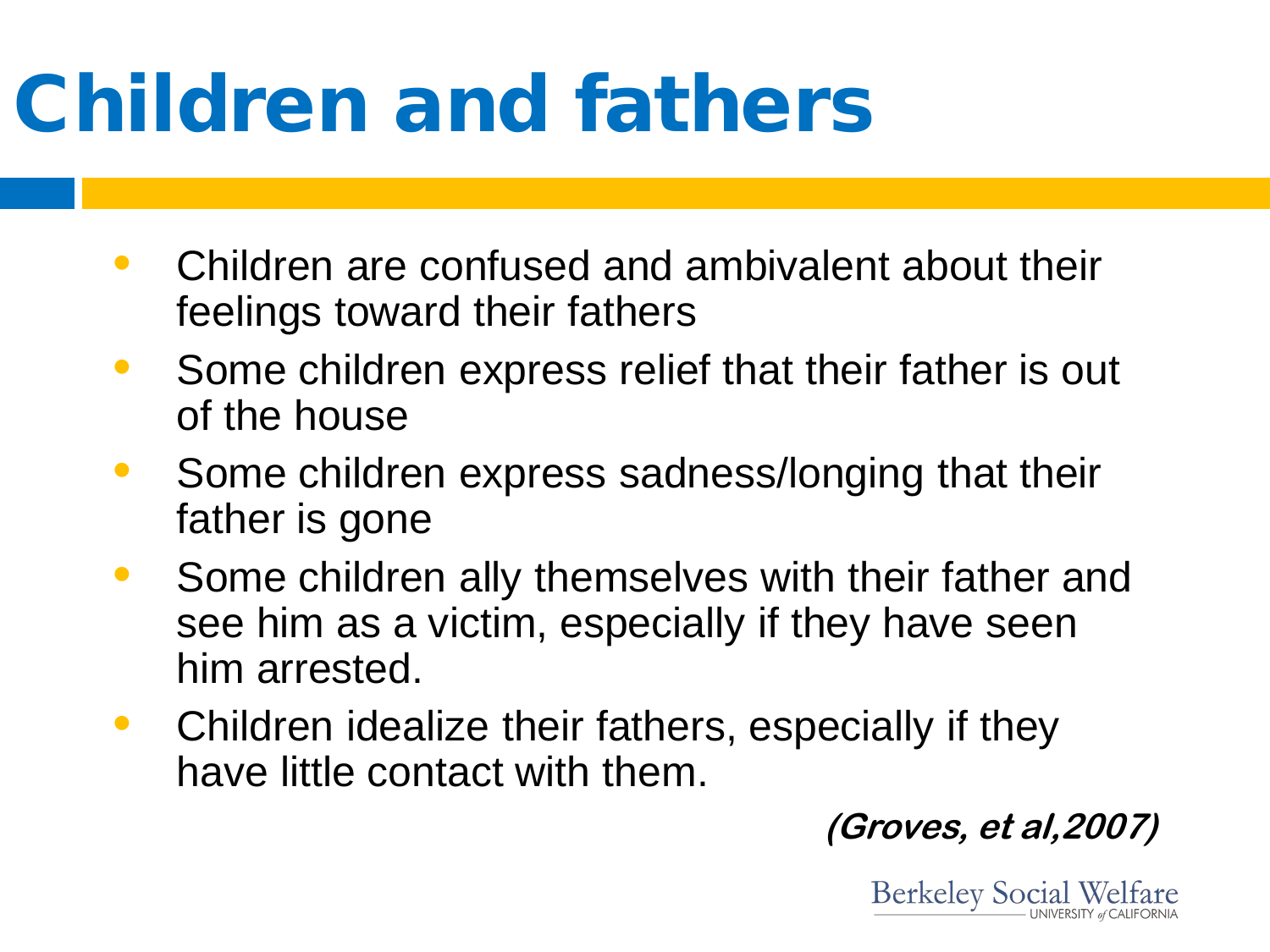# Children and fathers

- Children are confused and ambivalent about their feelings toward their fathers
- Some children express relief that their father is out of the house
- Some children express sadness/longing that their father is gone
- Some children ally themselves with their father and see him as a victim, especially if they have seen him arrested.
- Children idealize their fathers, especially if they have little contact with them.

***(Groves, et al,2007)***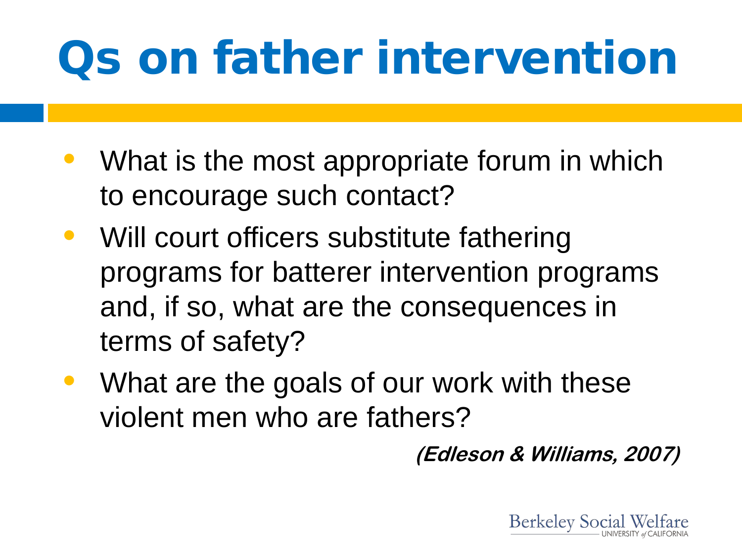# Qs on father intervention

- What is the most appropriate forum in which to encourage such contact?
- Will court officers substitute fathering programs for batterer intervention programs and, if so, what are the consequences in terms of safety?
- What are the goals of our work with these violent men who are fathers?

***(Edleson & Williams, 2007)***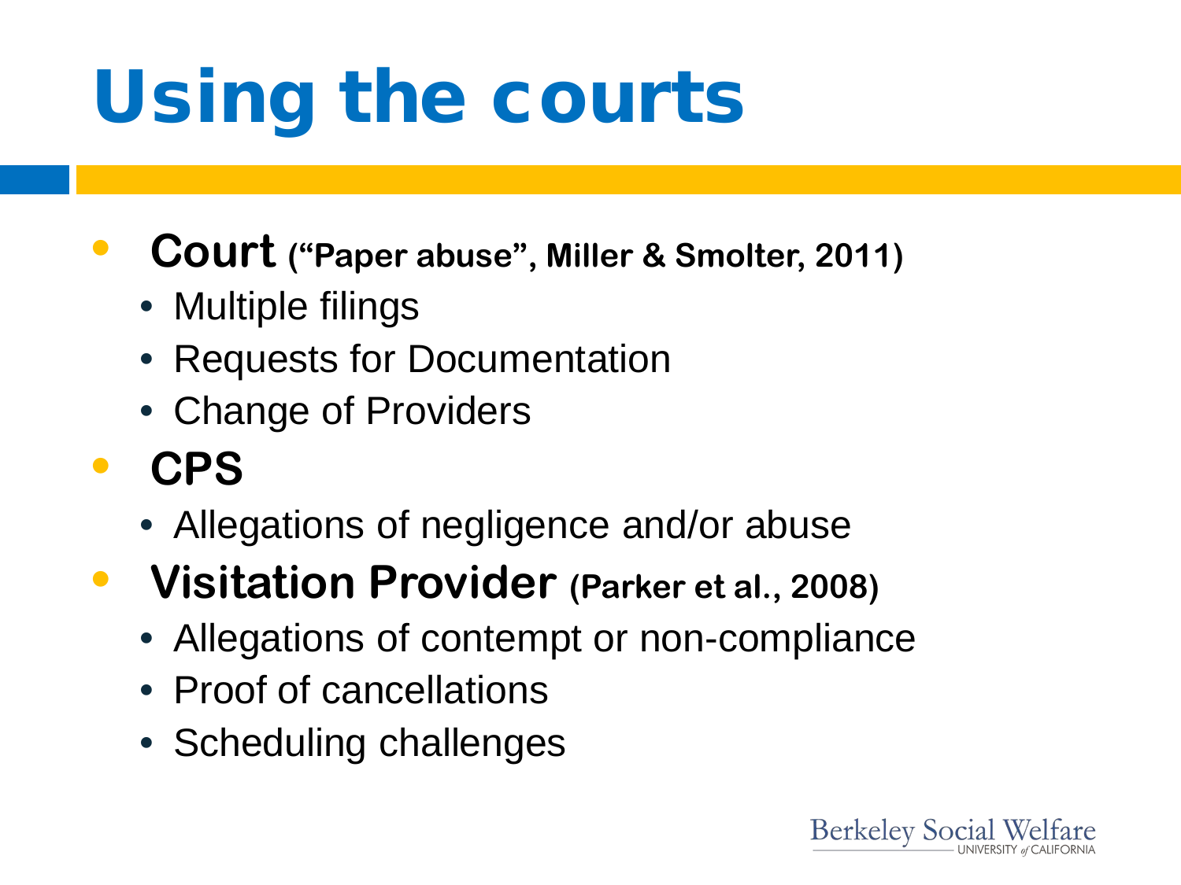# Using the courts

- **Court** **("Paper abuse", Miller & Smolter, 2011)**
  - Multiple filings
  - Requests for Documentation
  - Change of Providers
- **CPS**
  - Allegations of negligence and/or abuse
- **Visitation Provider** **(Parker et al., 2008)**
  - Allegations of contempt or non-compliance
  - Proof of cancellations
  - Scheduling challenges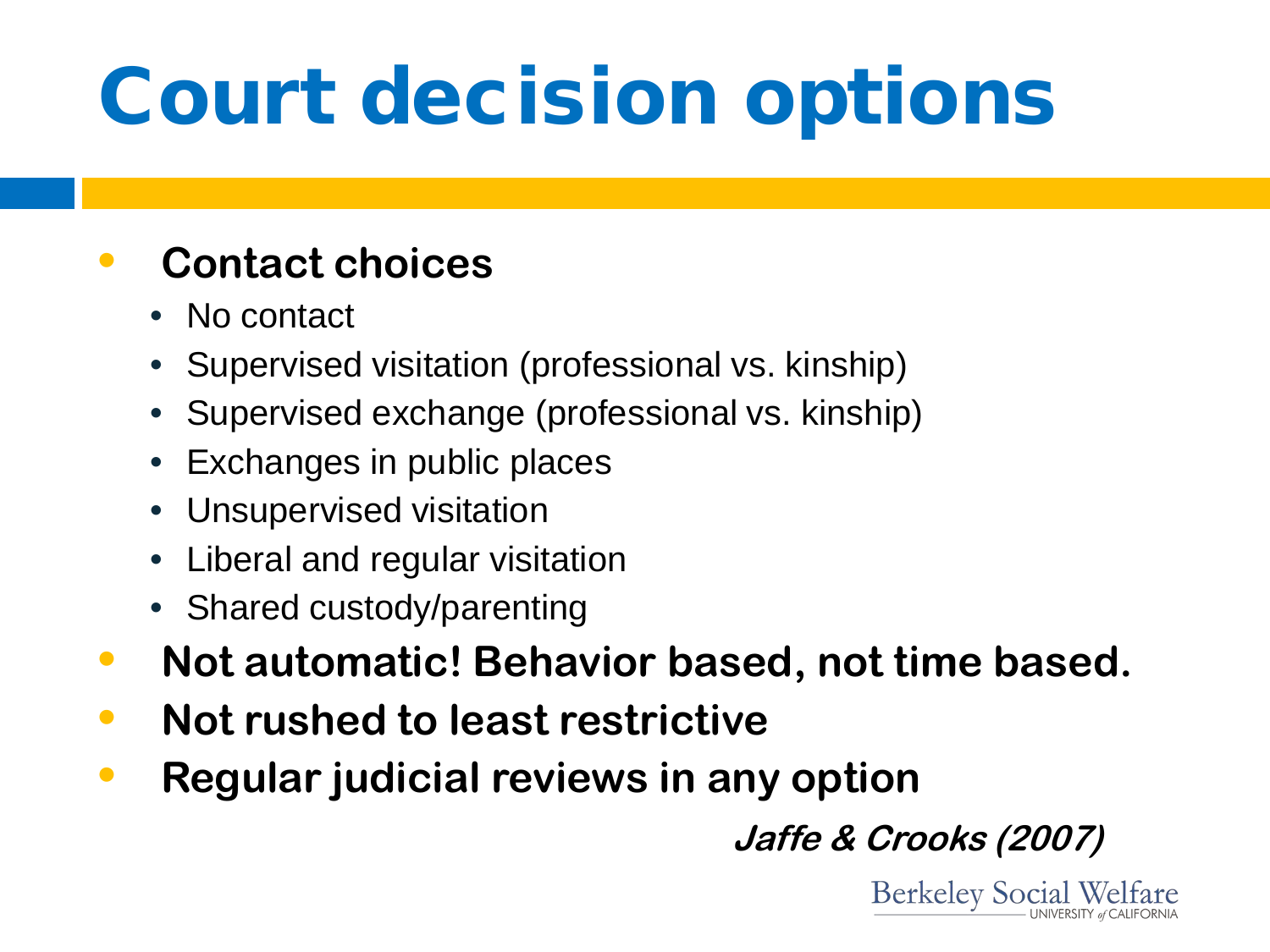# Court decision options

- **Contact choices**
  - No contact
  - Supervised visitation (professional vs. kinship)
  - Supervised exchange (professional vs. kinship)
  - Exchanges in public places
  - Unsupervised visitation
  - Liberal and regular visitation
  - Shared custody/parenting
- **Not automatic! Behavior based, not time based.**
- **Not rushed to least restrictive**
- **Regular judicial reviews in any option**

***Jaffe & Crooks (2007)***

Berkeley Social Welfare
UNIVERSITY *of* CALIFORNIA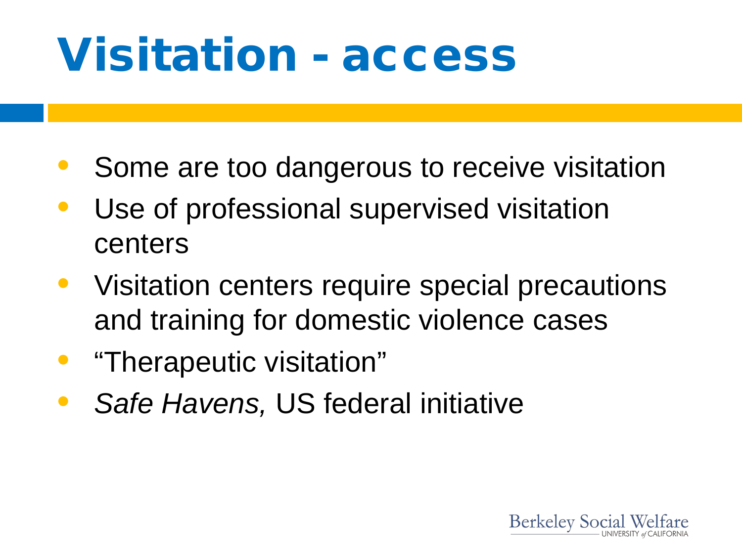# Visitation - access

- Some are too dangerous to receive visitation
- Use of professional supervised visitation centers
- Visitation centers require special precautions and training for domestic violence cases
- “Therapeutic visitation”
- *Safe Havens,* US federal initiative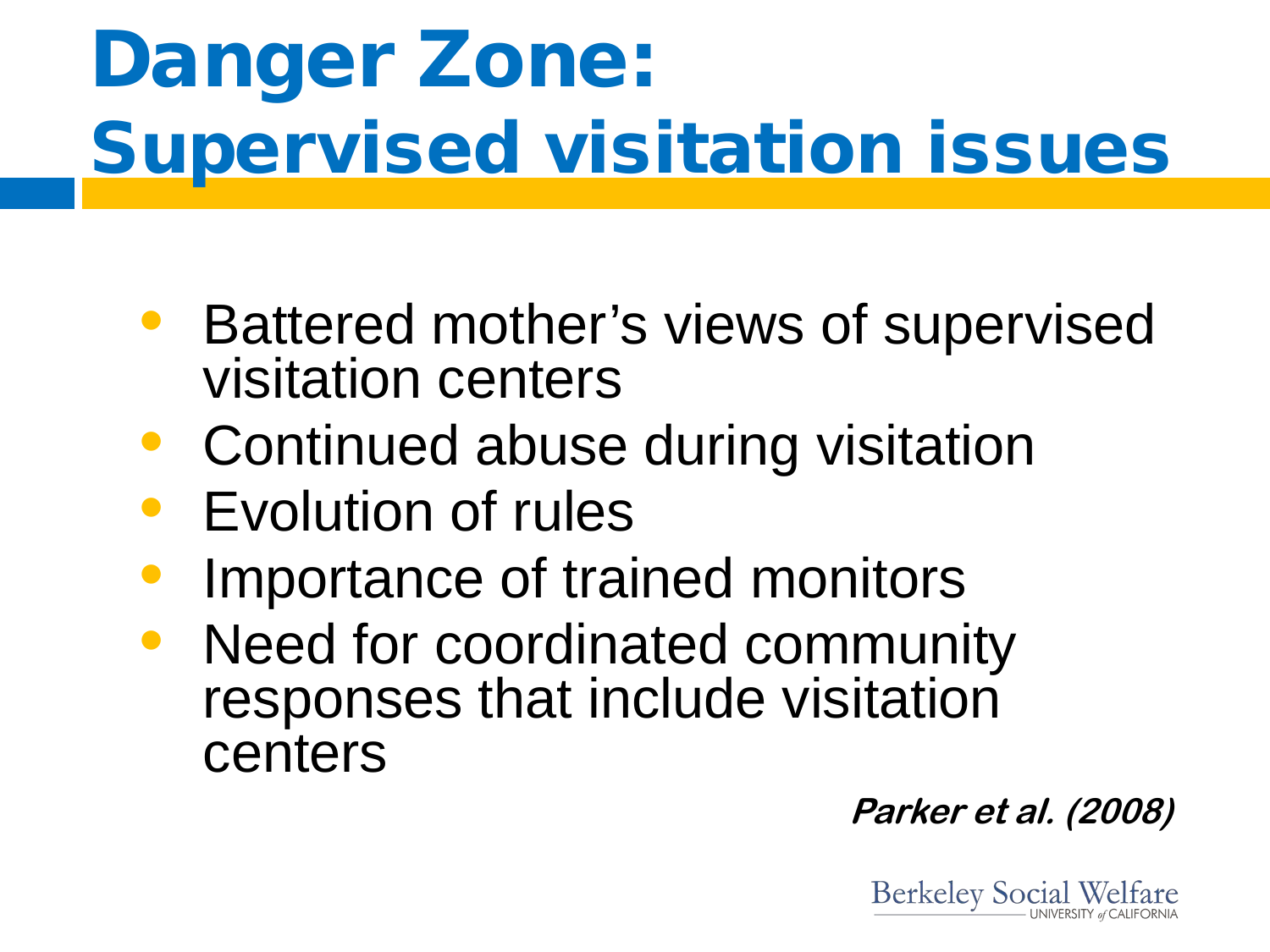# Danger Zone: Supervised visitation issues

- Battered mother’s views of supervised visitation centers
- Continued abuse during visitation
- Evolution of rules
- Importance of trained monitors
- Need for coordinated community responses that include visitation centers

***Parker et al. (2008)***

Berkeley Social Welfare
UNIVERSITY of CALIFORNIA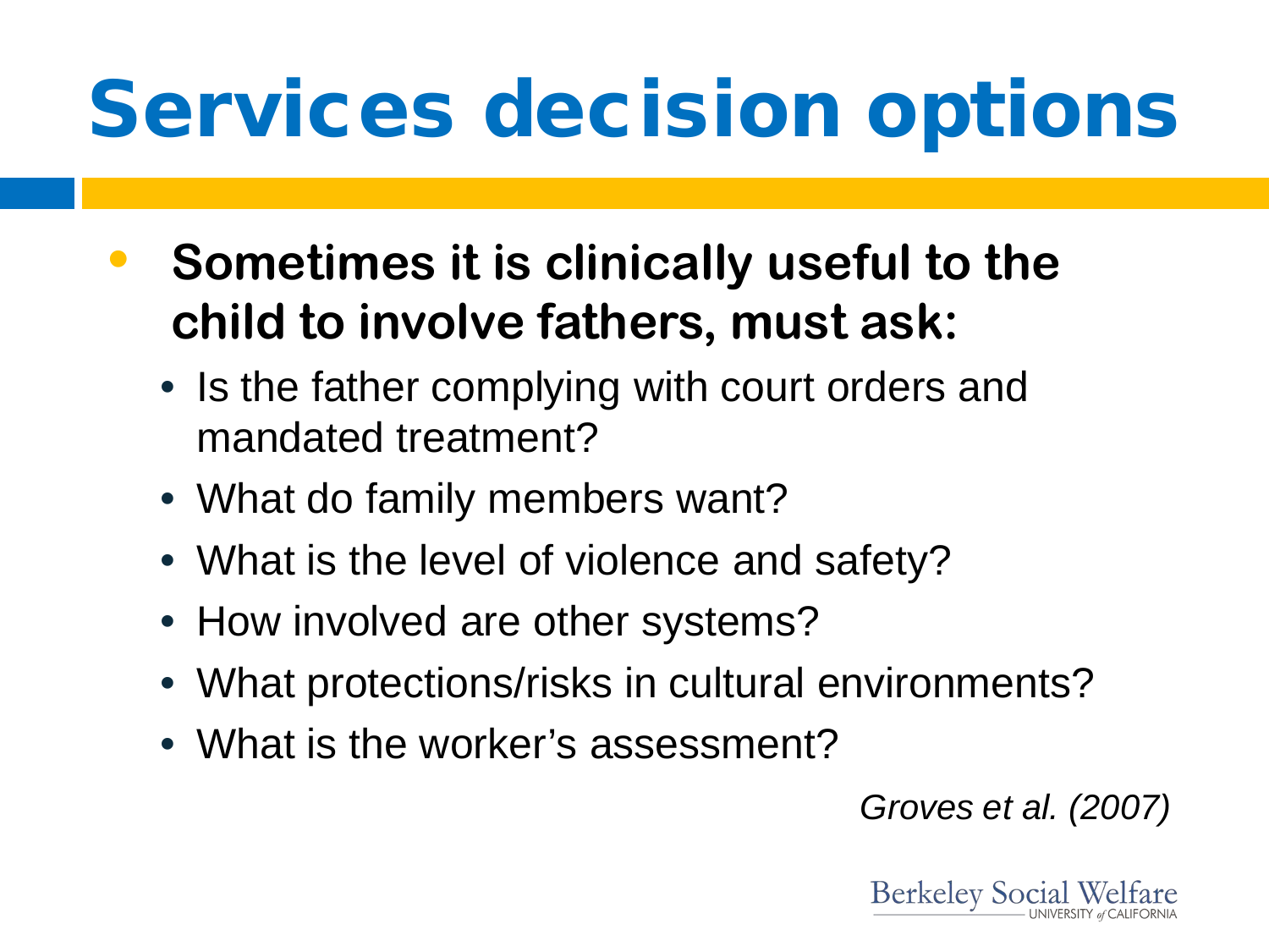# Services decision options

- **Sometimes it is clinically useful to the child to involve fathers, must ask:**
  - Is the father complying with court orders and mandated treatment?
  - What do family members want?
  - What is the level of violence and safety?
  - How involved are other systems?
  - What protections/risks in cultural environments?
  - What is the worker's assessment?

*Groves et al. (2007)*

Berkeley Social Welfare
UNIVERSITY of CALIFORNIA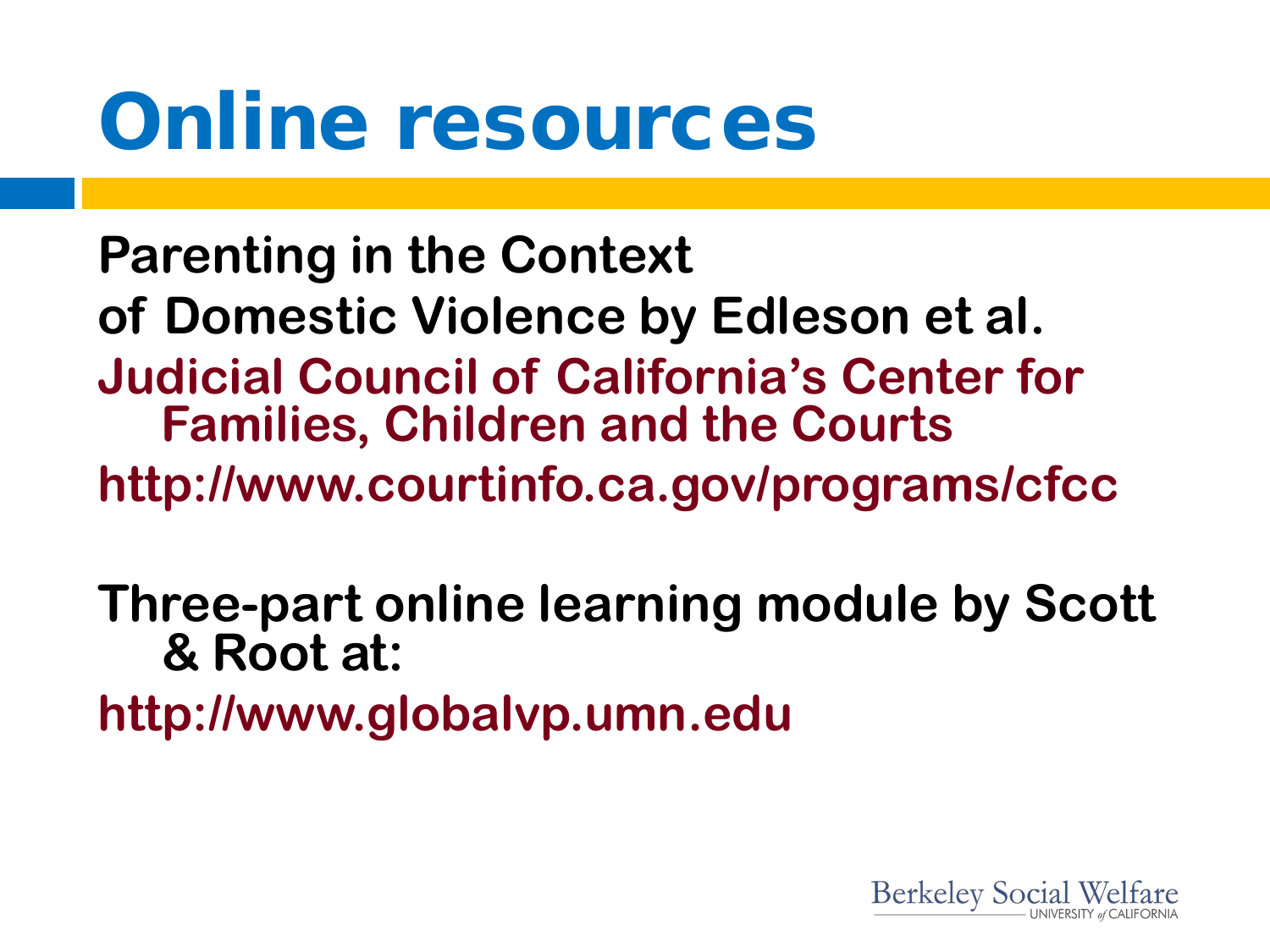# Online resources

**Parenting in the Context of Domestic Violence by Edleson et al.**

**Judicial Council of California's Center for Families, Children and the Courts**

**http://www.courtinfo.ca.gov/programs/cfcc**

**Three-part online learning module by Scott & Root at:**

**http://www.globalvp.umn.edu**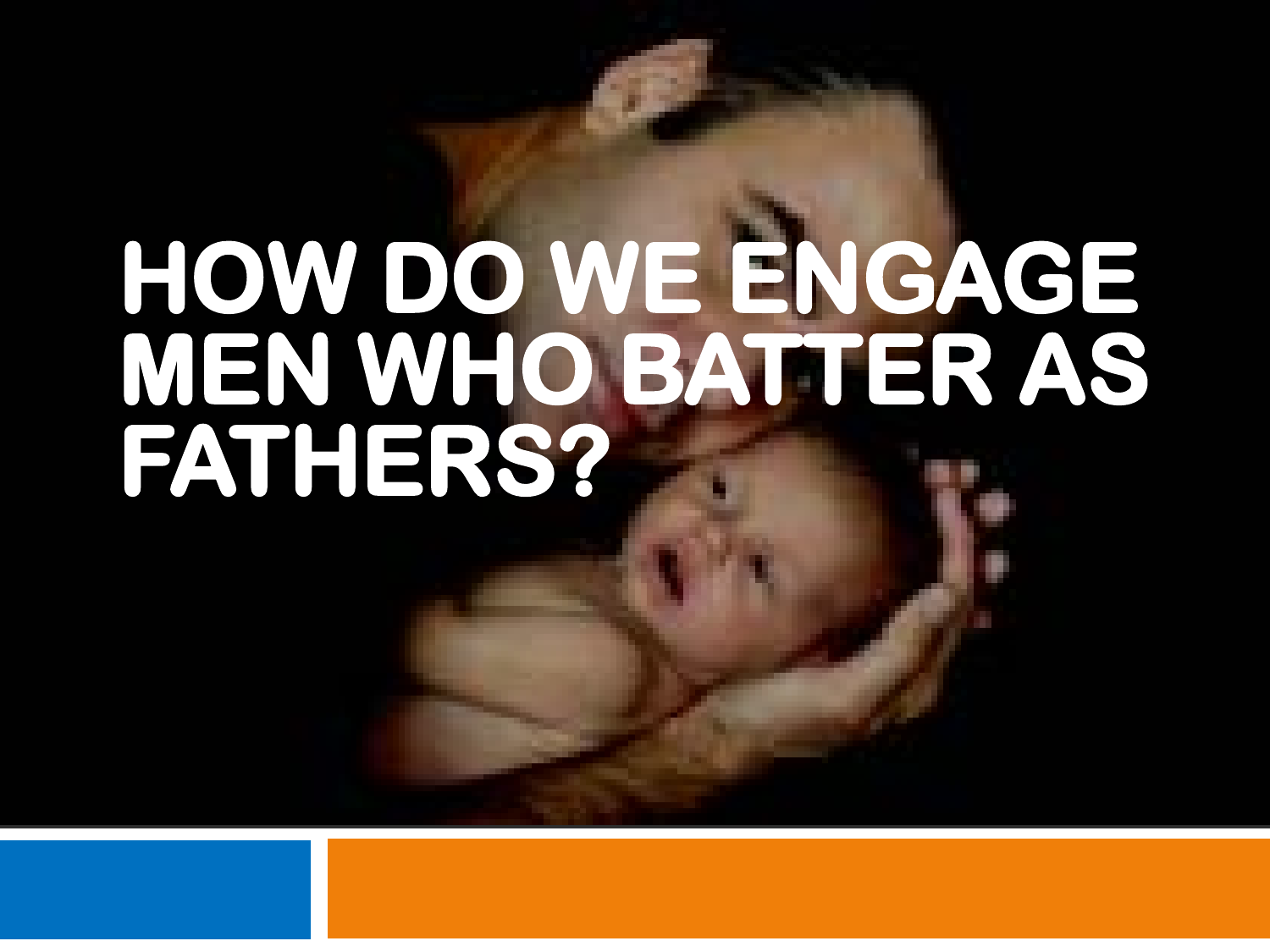# HOW DO WE ENGAGE MEN WHO BATTER AS FATHERS?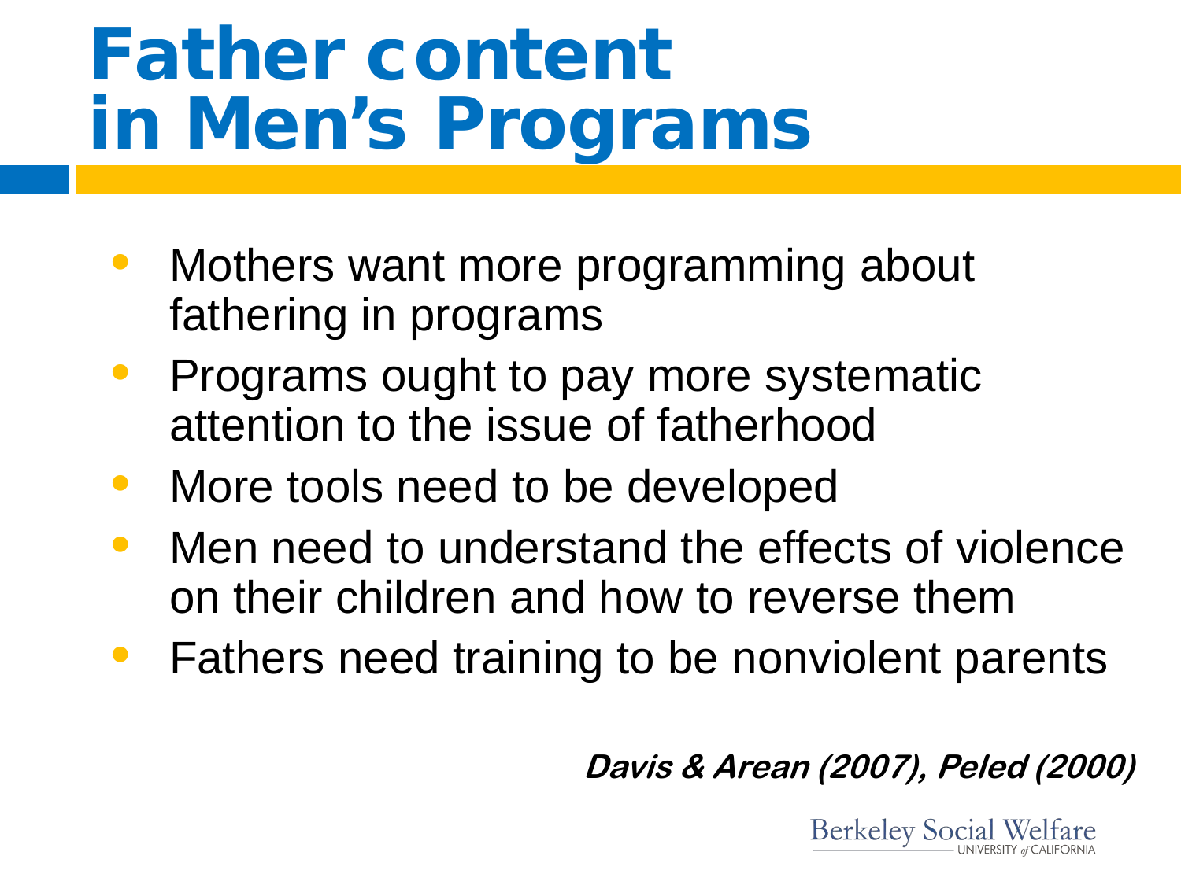# Father content in Men's Programs

- Mothers want more programming about fathering in programs
- Programs ought to pay more systematic attention to the issue of fatherhood
- More tools need to be developed
- Men need to understand the effects of violence on their children and how to reverse them
- Fathers need training to be nonviolent parents

***Davis & Arean (2007), Peled (2000)***

Berkeley Social Welfare
UNIVERSITY of CALIFORNIA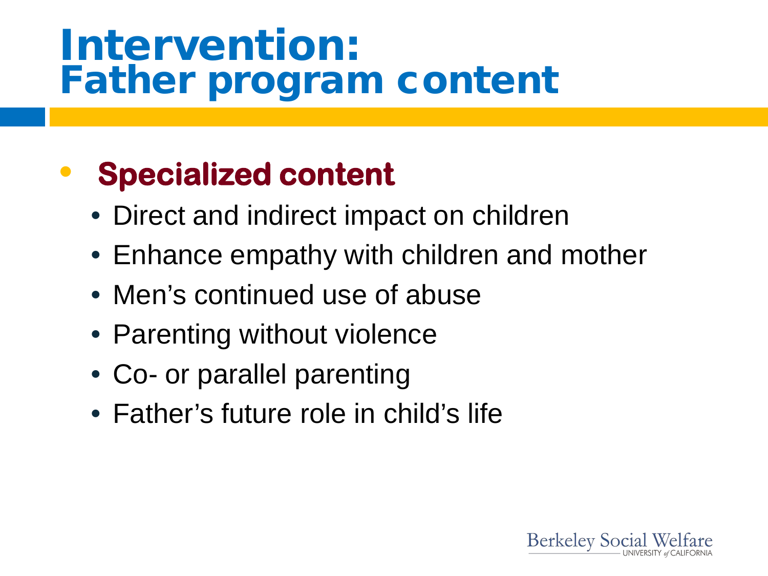# Intervention: Father program content

- **Specialized content**
  - Direct and indirect impact on children
  - Enhance empathy with children and mother
  - Men's continued use of abuse
  - Parenting without violence
  - Co- or parallel parenting
  - Father's future role in child's life

Berkeley Social Welfare
UNIVERSITY of CALIFORNIA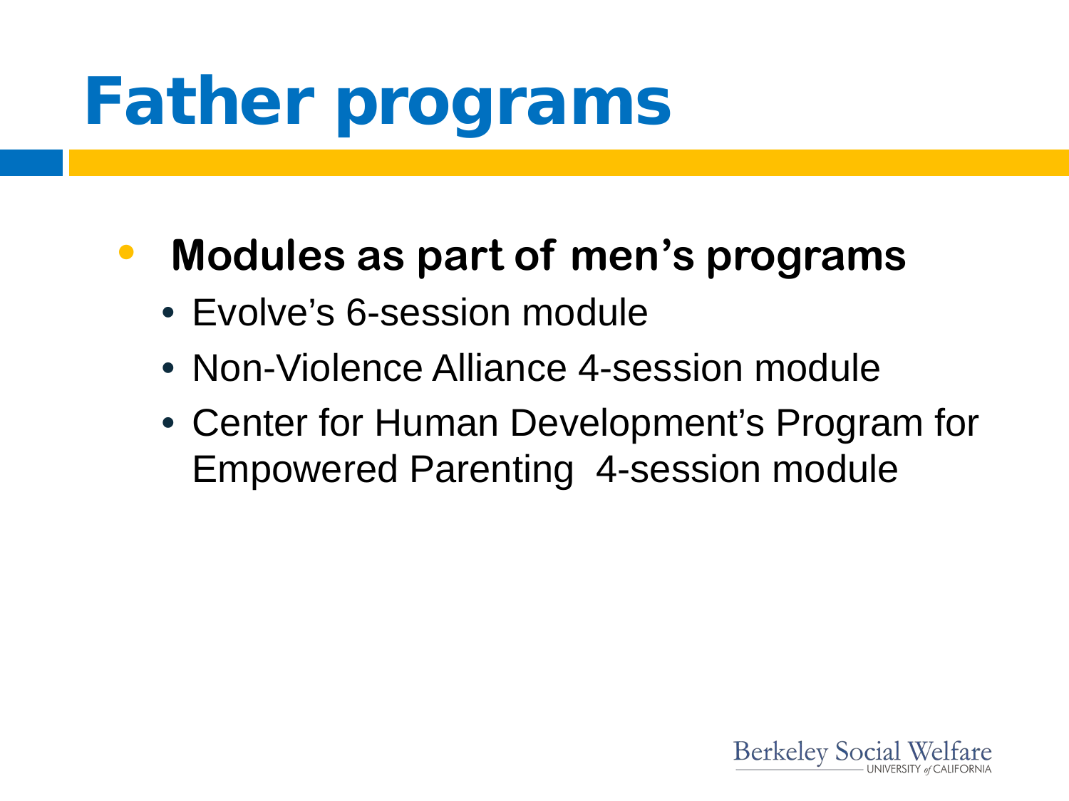# Father programs

- **Modules as part of men's programs**
  - Evolve's 6-session module
  - Non-Violence Alliance 4-session module
  - Center for Human Development's Program for Empowered Parenting 4-session module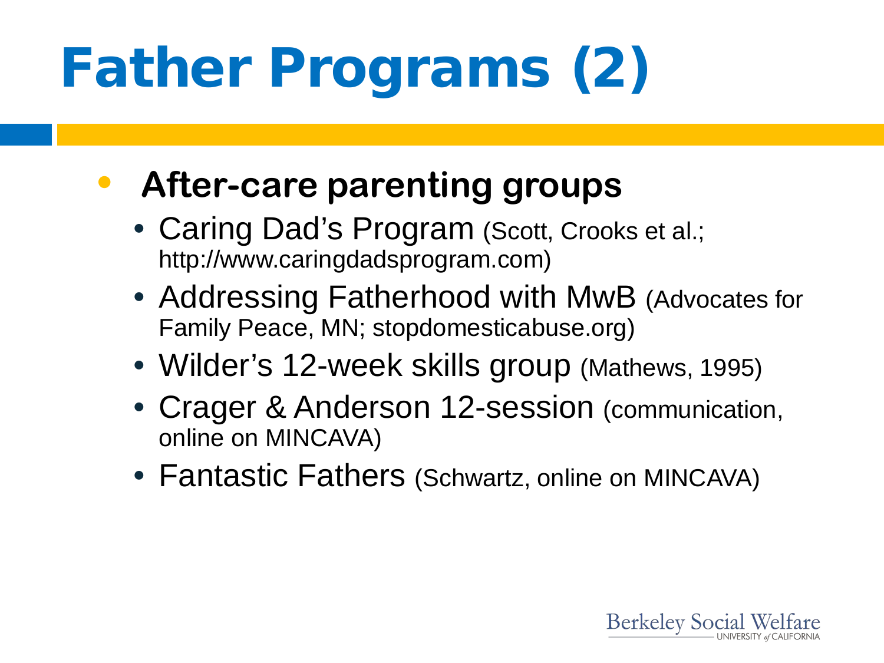# Father Programs (2)

- **After-care parenting groups**
  - Caring Dad's Program (Scott, Crooks et al.; http://www.caringdadsprogram.com)
  - Addressing Fatherhood with MwB (Advocates for Family Peace, MN; stopdomesticabuse.org)
  - Wilder's 12-week skills group (Mathews, 1995)
  - Crager & Anderson 12-session (communication, online on MINCAVA)
  - Fantastic Fathers (Schwartz, online on MINCAVA)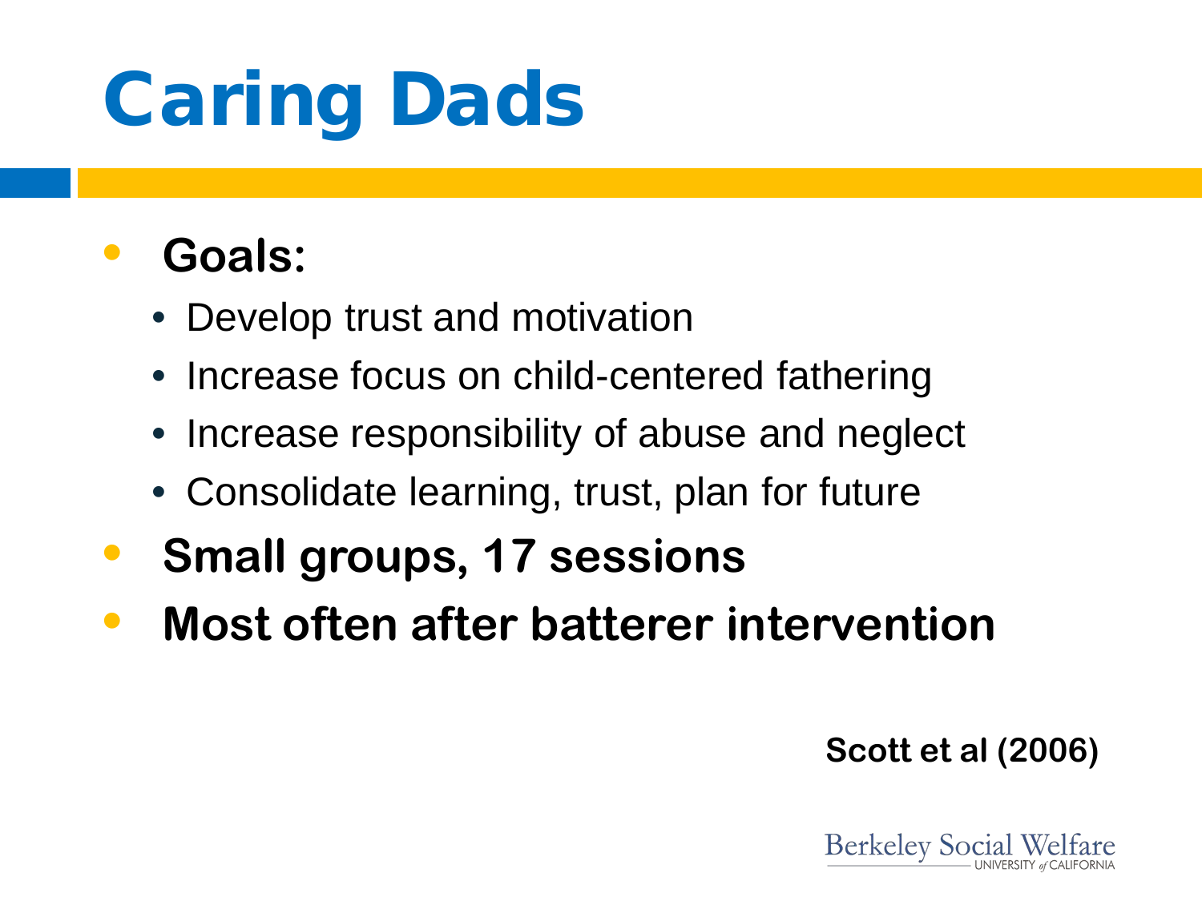# Caring Dads

- **Goals:**
  - Develop trust and motivation
  - Increase focus on child-centered fathering
  - Increase responsibility of abuse and neglect
  - Consolidate learning, trust, plan for future
- **Small groups, 17 sessions**
- **Most often after batterer intervention**

**Scott et al (2006)**

Berkeley Social Welfare
UNIVERSITY of CALIFORNIA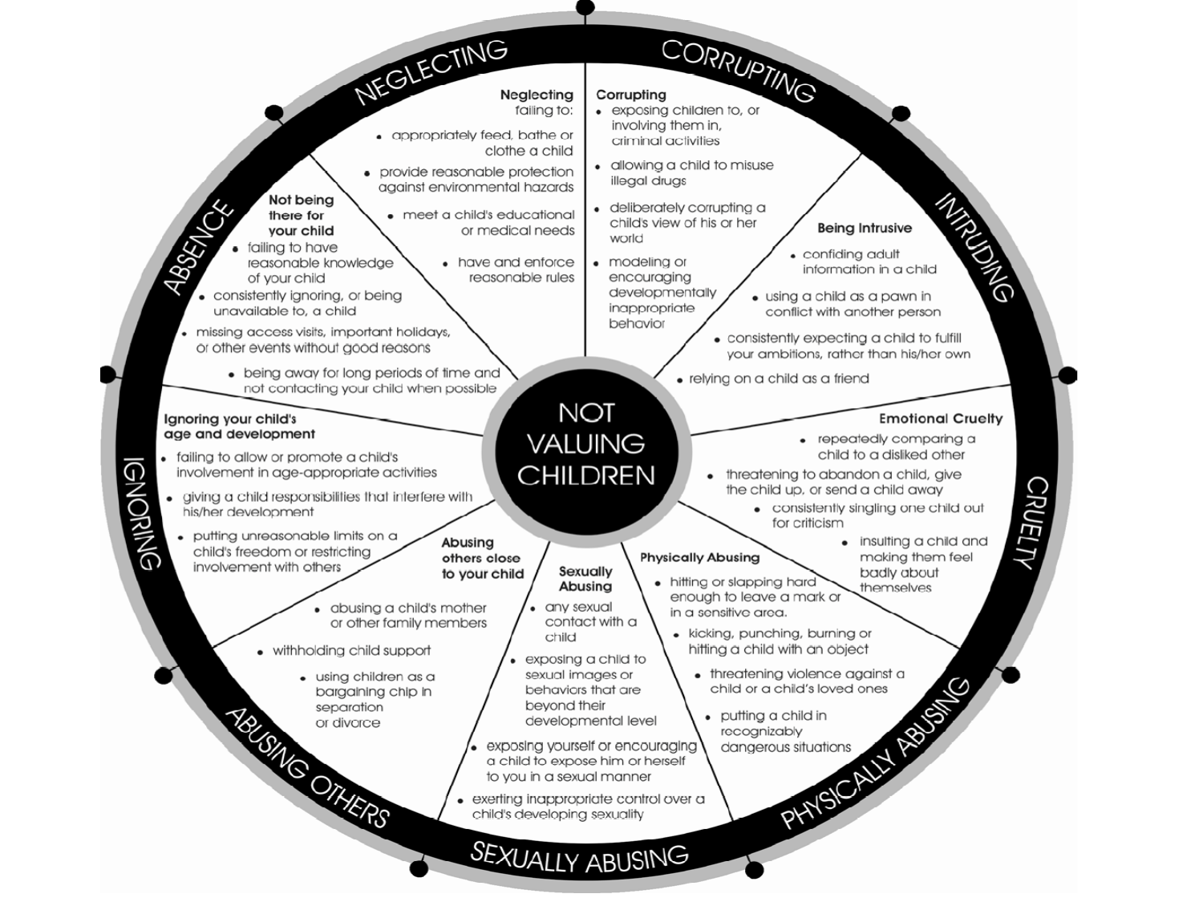# NOT VALUING CHILDREN

## NEGLECTING

**Neglecting**
failing to:

- appropriately feed, bathe or clothe a child
- provide reasonable protection against environmental hazards
- meet a child's educational or medical needs
- have and enforce reasonable rules

## CORRUPTING

**Corrupting**

- exposing children to, or involving them in, criminal activities
- allowing a child to misuse illegal drugs
- deliberately corrupting a child's view of his or her world
- modeling or encouraging developmentally inappropriate behavior

## INTRUDING

**Being Intrusive**

- confiding adult information in a child
- using a child as a pawn in conflict with another person
- consistently expecting a child to fulfill your ambitions, rather than his/her own
- relying on a child as a friend

## CRUELTY

**Emotional Cruelty**

- repeatedly comparing a child to a disliked other
- threatening to abandon a child, give the child up, or send a child away
- consistently singling one child out for criticism
- insulting a child and making them feel badly about themselves

## PHYSICALLY ABUSING

**Physically Abusing**

- hitting or slapping hard enough to leave a mark or in a sensitive area.
- kicking, punching, burning or hitting a child with an object
- threatening violence against a child or a child's loved ones
- putting a child in recognizably dangerous situations

## SEXUALLY ABUSING

**Sexually Abusing**

- any sexual contact with a child
- exposing a child to sexual images or behaviors that are beyond their developmental level
- exposing yourself or encouraging a child to expose him or herself to you in a sexual manner
- exerting inappropriate control over a child's developing sexuality

## ABUSING OTHERS

**Abusing others close to your child**

- abusing a child's mother or other family members
- withholding child support
- using children as a bargaining chip in separation or divorce

## IGNORING

**Ignoring your child's age and development**

- failing to allow or promote a child's involvement in age-appropriate activities
- giving a child responsibilities that interfere with his/her development
- putting unreasonable limits on a child's freedom or restricting involvement with others

## ABSENCE

**Not being there for your child**

- failing to have reasonable knowledge of your child
- consistently ignoring, or being unavailable to, a child
- missing access visits, important holidays, or other events without good reasons
- being away for long periods of time and not contacting your child when possible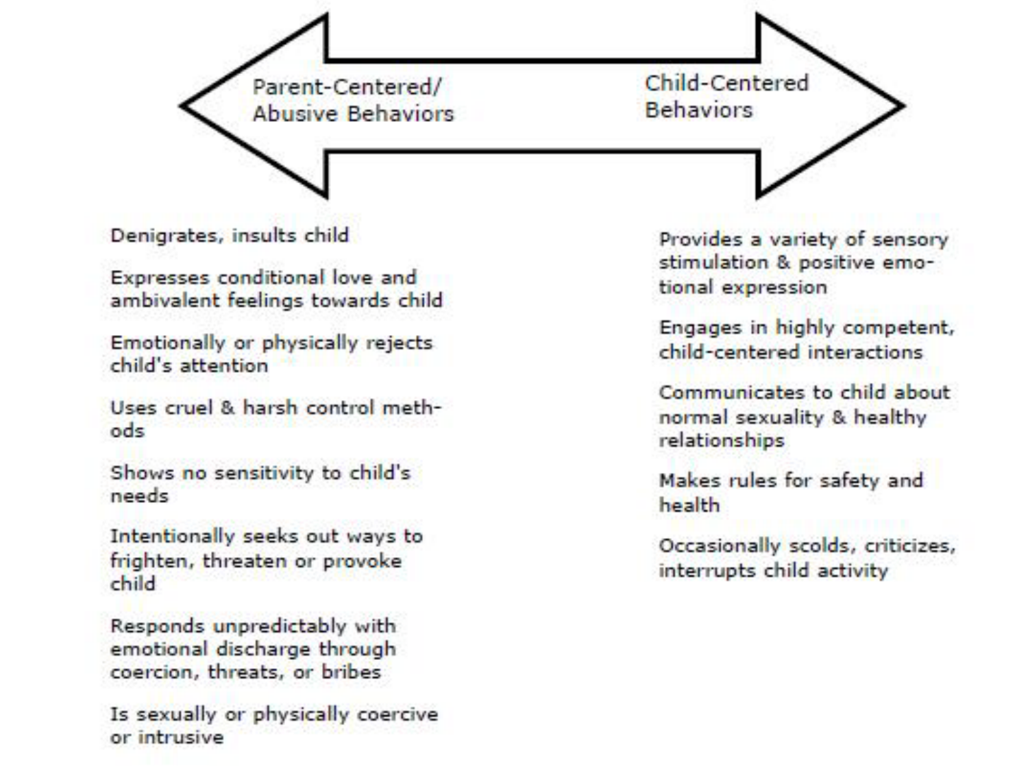| Parent-Centered/ Abusive Behaviors | Child-Centered Behaviors |
| --- | --- |
| Denigrates, insults child | Provides a variety of sensory stimulation & positive emotional expression |
| Expresses conditional love and ambivalent feelings towards child | Engages in highly competent, child-centered interactions |
| Emotionally or physically rejects child's attention | Communicates to child about normal sexuality & healthy relationships |
| Uses cruel & harsh control methods | Makes rules for safety and health |
| Shows no sensitivity to child's needs | Occasionally scolds, criticizes, interrupts child activity |
| Intentionally seeks out ways to frighten, threaten or provoke child | |
| Responds unpredictably with emotional discharge through coercion, threats, or bribes | |
| Is sexually or physically coercive or intrusive | |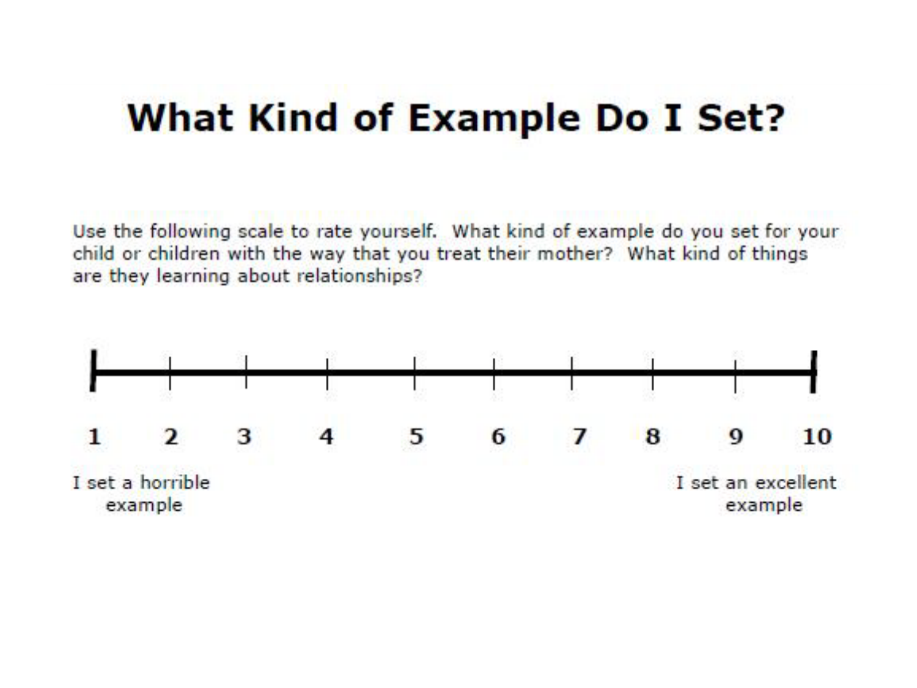# What Kind of Example Do I Set?

Use the following scale to rate yourself. What kind of example do you set for your child or children with the way that you treat their mother? What kind of things are they learning about relationships?

| 1 | 2 | 3 | 4 | 5 | 6 | 7 | 8 | 9 | 10 |
|---|---|---|---|---|---|---|---|---|---|
| I set a horrible example | | | | | | | | | I set an excellent example |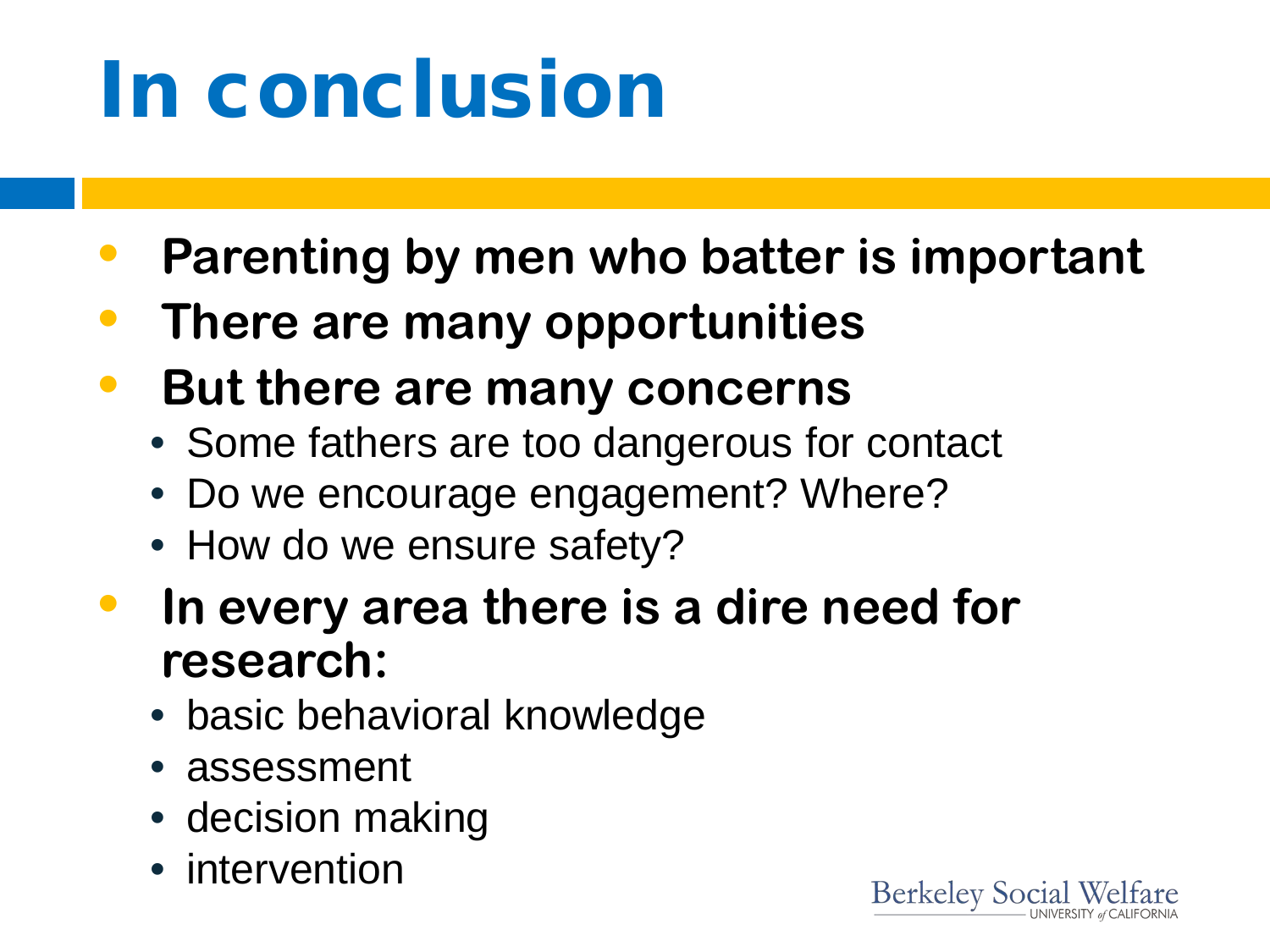# In conclusion

- **Parenting by men who batter is important**
- **There are many opportunities**
- **But there are many concerns**
  - Some fathers are too dangerous for contact
  - Do we encourage engagement? Where?
  - How do we ensure safety?
- **In every area there is a dire need for research:**
  - basic behavioral knowledge
  - assessment
  - decision making
  - intervention

Berkeley Social Welfare
UNIVERSITY of CALIFORNIA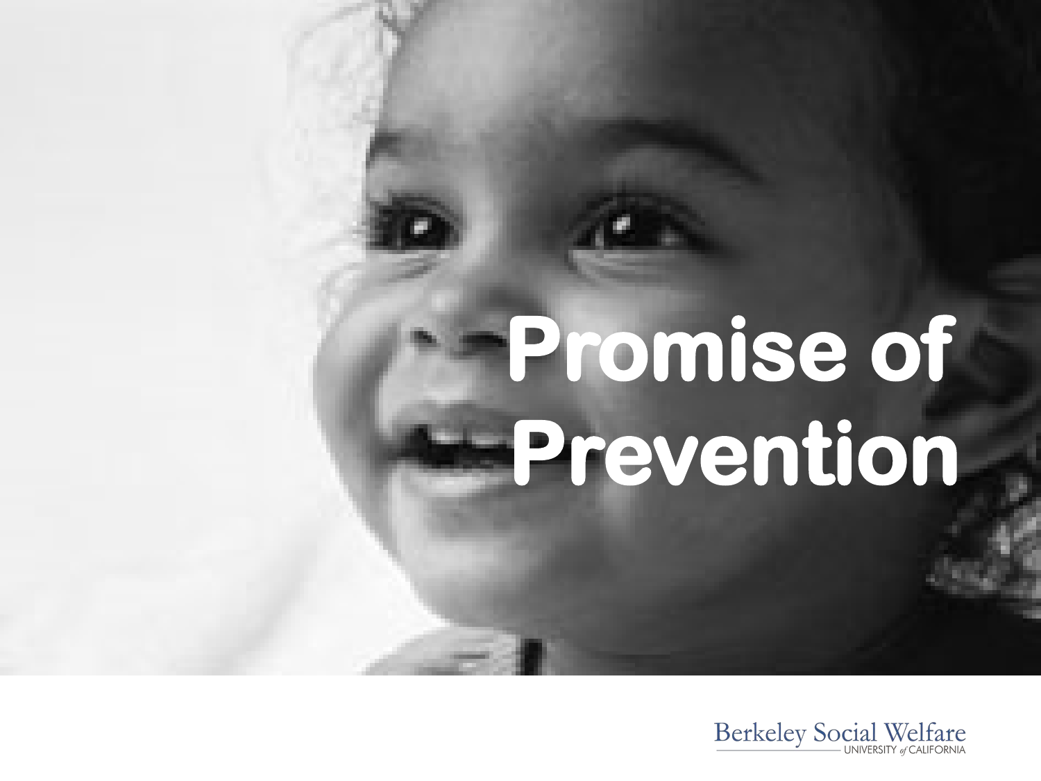# Promise of Prevention

Berkeley Social Welfare
UNIVERSITY of CALIFORNIA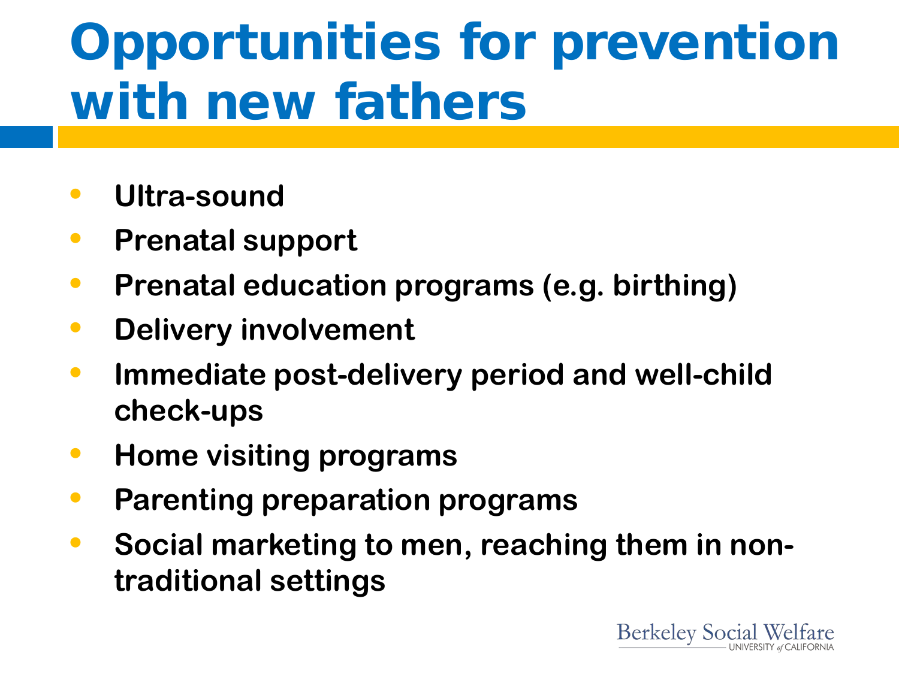# Opportunities for prevention with new fathers

- **Ultra-sound**
- **Prenatal support**
- **Prenatal education programs (e.g. birthing)**
- **Delivery involvement**
- **Immediate post-delivery period and well-child check-ups**
- **Home visiting programs**
- **Parenting preparation programs**
- **Social marketing to men, reaching them in non-traditional settings**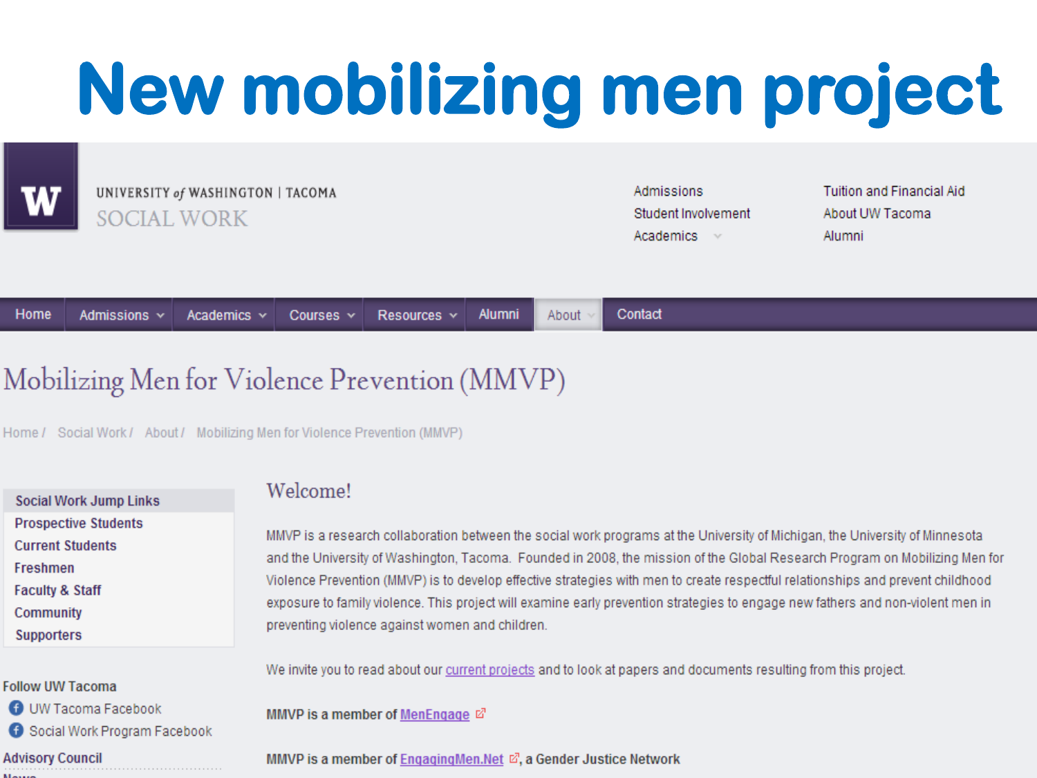# New mobilizing men project

UNIVERSITY of WASHINGTON | TACOMA
SOCIAL WORK

Admissions
Student Involvement
Academics

Tuition and Financial Aid
About UW Tacoma
Alumni

Home | Admissions | Academics | Courses | Resources | Alumni | About | Contact

## Mobilizing Men for Violence Prevention (MMVP)

Home / Social Work / About / Mobilizing Men for Violence Prevention (MMVP)

**Social Work Jump Links**
- Prospective Students
- Current Students
- Freshmen
- Faculty & Staff
- Community
- Supporters

Follow UW Tacoma
- UW Tacoma Facebook
- Social Work Program Facebook

Advisory Council

### Welcome!

MMVP is a research collaboration between the social work programs at the University of Michigan, the University of Minnesota and the University of Washington, Tacoma. Founded in 2008, the mission of the Global Research Program on Mobilizing Men for Violence Prevention (MMVP) is to develop effective strategies with men to create respectful relationships and prevent childhood exposure to family violence. This project will examine early prevention strategies to engage new fathers and non-violent men in preventing violence against women and children.

We invite you to read about our current projects and to look at papers and documents resulting from this project.

**MMVP is a member of MenEngage**

**MMVP is a member of EngagingMen.Net, a Gender Justice Network**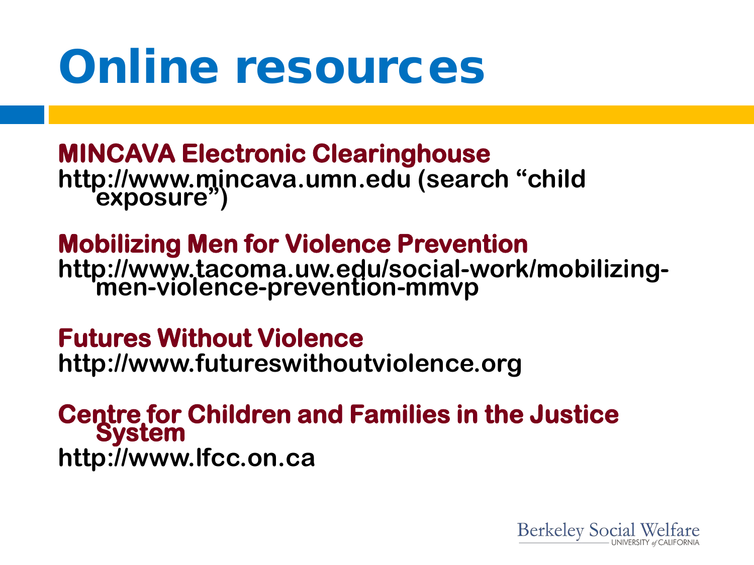# Online resources

**MINCAVA Electronic Clearinghouse**
http://www.mincava.umn.edu (search "child exposure")

**Mobilizing Men for Violence Prevention**
http://www.tacoma.uw.edu/social-work/mobilizing-men-violence-prevention-mmvp

**Futures Without Violence**
http://www.futureswithoutviolence.org

**Centre for Children and Families in the Justice System**
http://www.lfcc.on.ca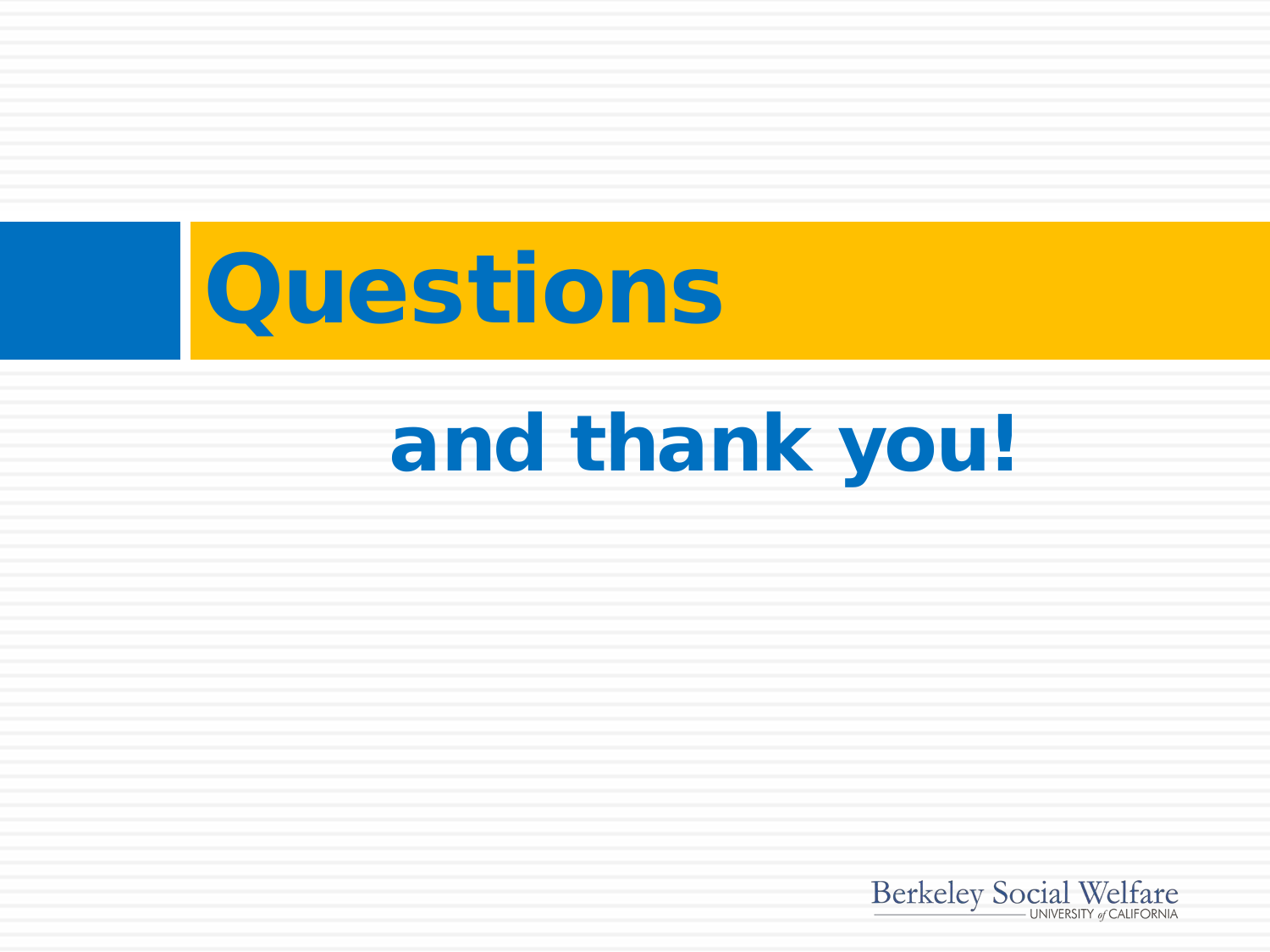# Questions

**and thank you!**

Berkeley Social Welfare
UNIVERSITY of CALIFORNIA